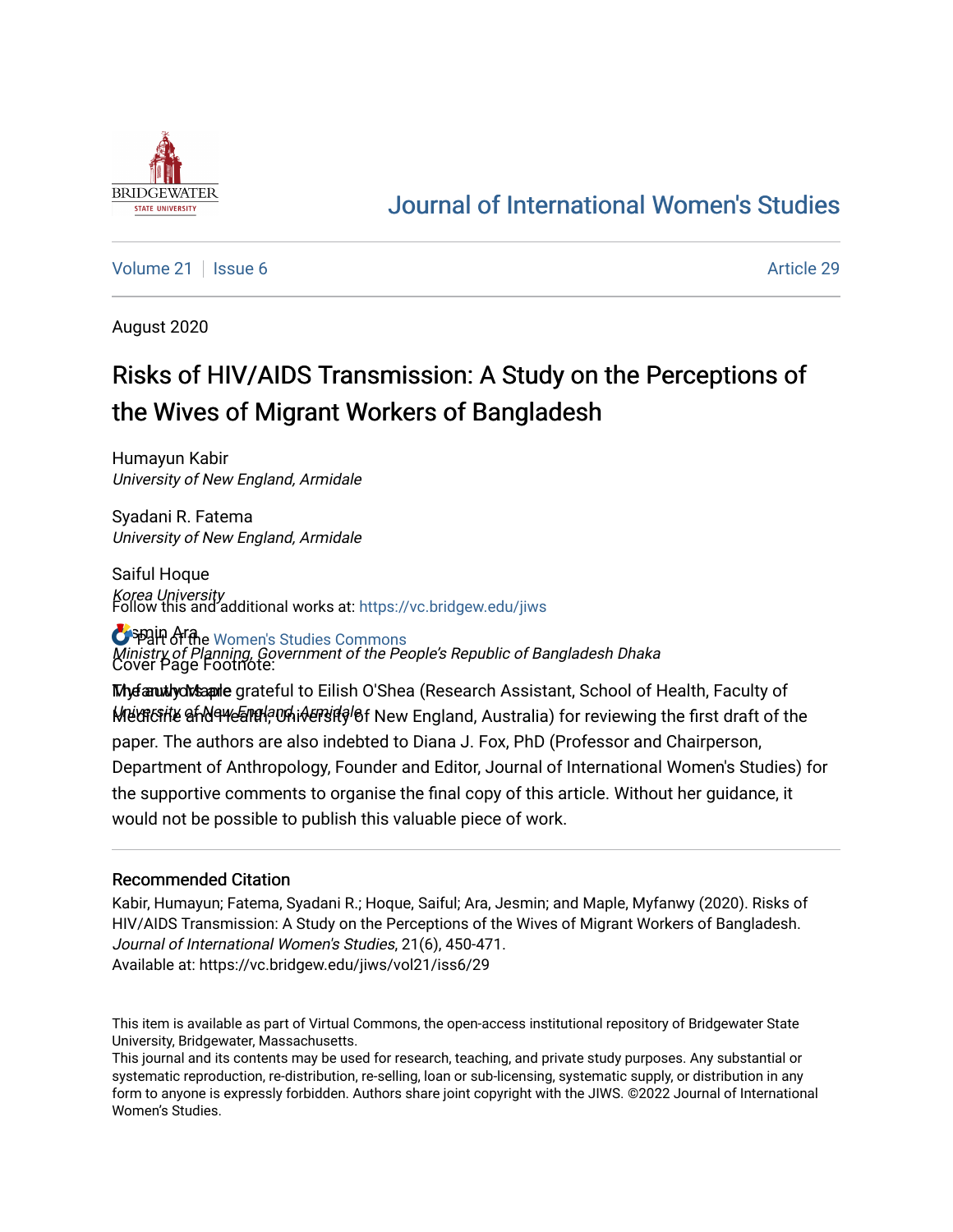[Journal of International Women's Studies](https://vc.bridgew.edu/jiws)

Volume 21 | Issue 6 — Article 29

August 2020

# Risks of HIV/AIDS Transmission: A Study on the Perceptions of the Wives of Migrant Workers of Bangladesh

Humayun Kabir
*University of New England, Armidale*

Syadani R. Fatema
*University of New England, Armidale*

Saiful Hoque
*Korea University*

Jesmin Ara
*Ministry of Planning, Government of the People's Republic of Bangladesh Dhaka*

Myfanwy Maple
*University of New England, Armidale*

Follow this and additional works at: https://vc.bridgew.edu/jiws

Part of the Women's Studies Commons

Cover Page Footnote:

The authors are grateful to Eilish O'Shea (Research Assistant, School of Health, Faculty of Medicine and Health, University of New England, Australia) for reviewing the first draft of the paper. The authors are also indebted to Diana J. Fox, PhD (Professor and Chairperson, Department of Anthropology, Founder and Editor, Journal of International Women's Studies) for the supportive comments to organise the final copy of this article. Without her guidance, it would not be possible to publish this valuable piece of work.

### Recommended Citation

Kabir, Humayun; Fatema, Syadani R.; Hoque, Saiful; Ara, Jesmin; and Maple, Myfanwy (2020). Risks of HIV/AIDS Transmission: A Study on the Perceptions of the Wives of Migrant Workers of Bangladesh. *Journal of International Women's Studies*, 21(6), 450-471.
Available at: https://vc.bridgew.edu/jiws/vol21/iss6/29

This item is available as part of Virtual Commons, the open-access institutional repository of Bridgewater State University, Bridgewater, Massachusetts.
This journal and its contents may be used for research, teaching, and private study purposes. Any substantial or systematic reproduction, re-distribution, re-selling, loan or sub-licensing, systematic supply, or distribution in any form to anyone is expressly forbidden. Authors share joint copyright with the JIWS. ©2022 Journal of International Women's Studies.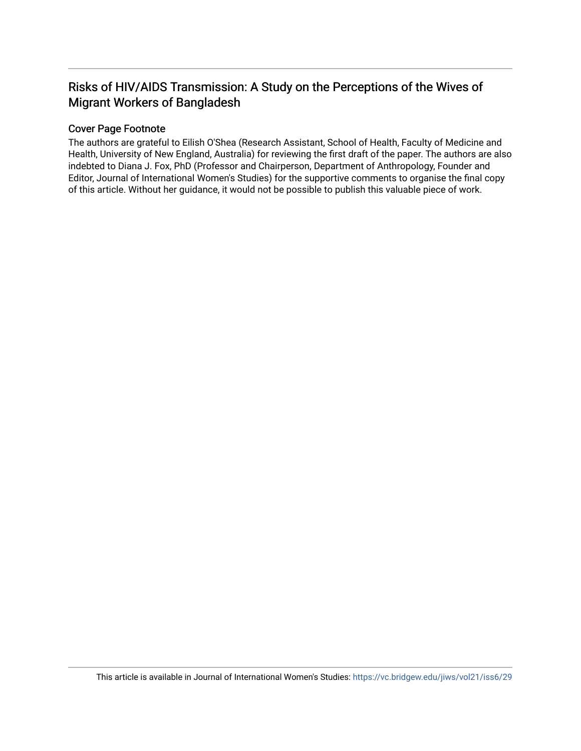# Risks of HIV/AIDS Transmission: A Study on the Perceptions of the Wives of Migrant Workers of Bangladesh

## Cover Page Footnote

The authors are grateful to Eilish O'Shea (Research Assistant, School of Health, Faculty of Medicine and Health, University of New England, Australia) for reviewing the first draft of the paper. The authors are also indebted to Diana J. Fox, PhD (Professor and Chairperson, Department of Anthropology, Founder and Editor, Journal of International Women's Studies) for the supportive comments to organise the final copy of this article. Without her guidance, it would not be possible to publish this valuable piece of work.

This article is available in Journal of International Women's Studies: https://vc.bridgew.edu/jiws/vol21/iss6/29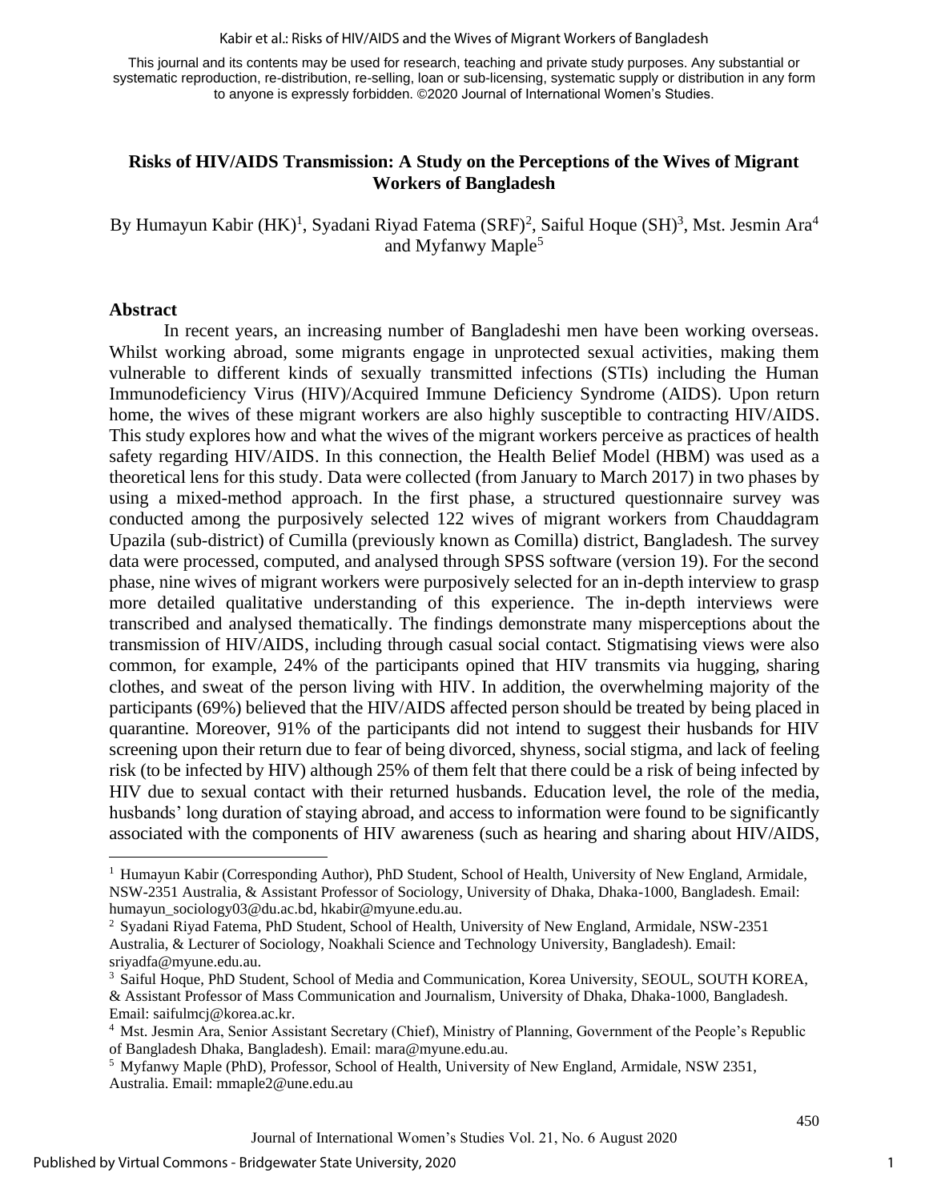This journal and its contents may be used for research, teaching and private study purposes. Any substantial or systematic reproduction, re-distribution, re-selling, loan or sub-licensing, systematic supply or distribution in any form to anyone is expressly forbidden. ©2020 Journal of International Women's Studies.

# Risks of HIV/AIDS Transmission: A Study on the Perceptions of the Wives of Migrant Workers of Bangladesh

By Humayun Kabir (HK)[1], Syadani Riyad Fatema (SRF)[2], Saiful Hoque (SH)[3], Mst. Jesmin Ara[4] and Myfanwy Maple[5]

## Abstract

In recent years, an increasing number of Bangladeshi men have been working overseas. Whilst working abroad, some migrants engage in unprotected sexual activities, making them vulnerable to different kinds of sexually transmitted infections (STIs) including the Human Immunodeficiency Virus (HIV)/Acquired Immune Deficiency Syndrome (AIDS). Upon return home, the wives of these migrant workers are also highly susceptible to contracting HIV/AIDS. This study explores how and what the wives of the migrant workers perceive as practices of health safety regarding HIV/AIDS. In this connection, the Health Belief Model (HBM) was used as a theoretical lens for this study. Data were collected (from January to March 2017) in two phases by using a mixed-method approach. In the first phase, a structured questionnaire survey was conducted among the purposively selected 122 wives of migrant workers from Chauddagram Upazila (sub-district) of Cumilla (previously known as Comilla) district, Bangladesh. The survey data were processed, computed, and analysed through SPSS software (version 19). For the second phase, nine wives of migrant workers were purposively selected for an in-depth interview to grasp more detailed qualitative understanding of this experience. The in-depth interviews were transcribed and analysed thematically. The findings demonstrate many misperceptions about the transmission of HIV/AIDS, including through casual social contact. Stigmatising views were also common, for example, 24% of the participants opined that HIV transmits via hugging, sharing clothes, and sweat of the person living with HIV. In addition, the overwhelming majority of the participants (69%) believed that the HIV/AIDS affected person should be treated by being placed in quarantine. Moreover, 91% of the participants did not intend to suggest their husbands for HIV screening upon their return due to fear of being divorced, shyness, social stigma, and lack of feeling risk (to be infected by HIV) although 25% of them felt that there could be a risk of being infected by HIV due to sexual contact with their returned husbands. Education level, the role of the media, husbands' long duration of staying abroad, and access to information were found to be significantly associated with the components of HIV awareness (such as hearing and sharing about HIV/AIDS,

---

[1] Humayun Kabir (Corresponding Author), PhD Student, School of Health, University of New England, Armidale, NSW-2351 Australia, & Assistant Professor of Sociology, University of Dhaka, Dhaka-1000, Bangladesh. Email: humayun_sociology03@du.ac.bd, hkabir@myune.edu.au.

[2] Syadani Riyad Fatema, PhD Student, School of Health, University of New England, Armidale, NSW-2351 Australia, & Lecturer of Sociology, Noakhali Science and Technology University, Bangladesh). Email: sriyadfa@myune.edu.au.

[3] Saiful Hoque, PhD Student, School of Media and Communication, Korea University, SEOUL, SOUTH KOREA, & Assistant Professor of Mass Communication and Journalism, University of Dhaka, Dhaka-1000, Bangladesh. Email: saifulmcj@korea.ac.kr.

[4] Mst. Jesmin Ara, Senior Assistant Secretary (Chief), Ministry of Planning, Government of the People's Republic of Bangladesh Dhaka, Bangladesh). Email: mara@myune.edu.au.

[5] Myfanwy Maple (PhD), Professor, School of Health, University of New England, Armidale, NSW 2351, Australia. Email: mmaple2@une.edu.au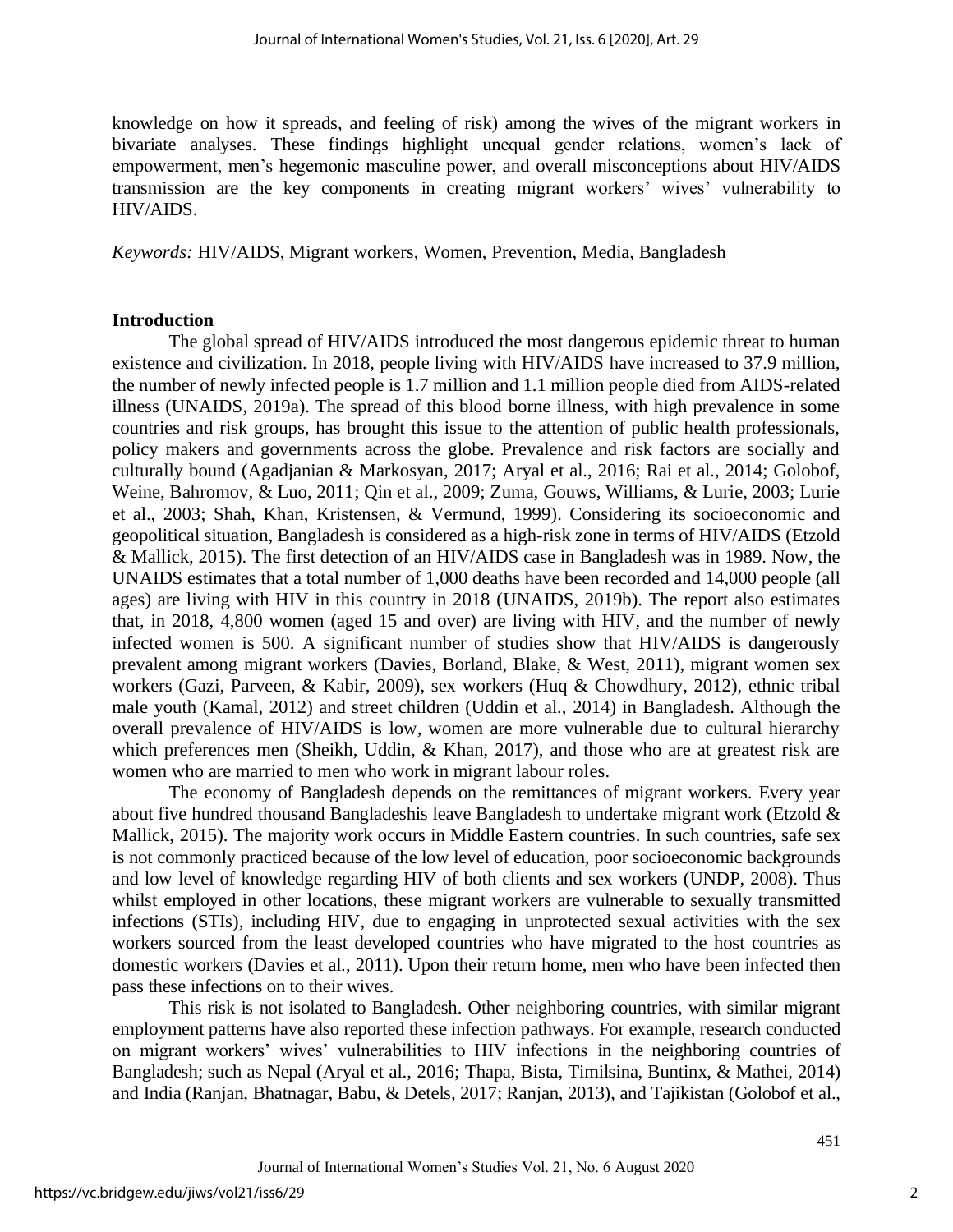knowledge on how it spreads, and feeling of risk) among the wives of the migrant workers in bivariate analyses. These findings highlight unequal gender relations, women's lack of empowerment, men's hegemonic masculine power, and overall misconceptions about HIV/AIDS transmission are the key components in creating migrant workers' wives' vulnerability to HIV/AIDS.

*Keywords:* HIV/AIDS, Migrant workers, Women, Prevention, Media, Bangladesh

## Introduction

The global spread of HIV/AIDS introduced the most dangerous epidemic threat to human existence and civilization. In 2018, people living with HIV/AIDS have increased to 37.9 million, the number of newly infected people is 1.7 million and 1.1 million people died from AIDS-related illness (UNAIDS, 2019a). The spread of this blood borne illness, with high prevalence in some countries and risk groups, has brought this issue to the attention of public health professionals, policy makers and governments across the globe. Prevalence and risk factors are socially and culturally bound (Agadjanian & Markosyan, 2017; Aryal et al., 2016; Rai et al., 2014; Golobof, Weine, Bahromov, & Luo, 2011; Qin et al., 2009; Zuma, Gouws, Williams, & Lurie, 2003; Lurie et al., 2003; Shah, Khan, Kristensen, & Vermund, 1999). Considering its socioeconomic and geopolitical situation, Bangladesh is considered as a high-risk zone in terms of HIV/AIDS (Etzold & Mallick, 2015). The first detection of an HIV/AIDS case in Bangladesh was in 1989. Now, the UNAIDS estimates that a total number of 1,000 deaths have been recorded and 14,000 people (all ages) are living with HIV in this country in 2018 (UNAIDS, 2019b). The report also estimates that, in 2018, 4,800 women (aged 15 and over) are living with HIV, and the number of newly infected women is 500. A significant number of studies show that HIV/AIDS is dangerously prevalent among migrant workers (Davies, Borland, Blake, & West, 2011), migrant women sex workers (Gazi, Parveen, & Kabir, 2009), sex workers (Huq & Chowdhury, 2012), ethnic tribal male youth (Kamal, 2012) and street children (Uddin et al., 2014) in Bangladesh. Although the overall prevalence of HIV/AIDS is low, women are more vulnerable due to cultural hierarchy which preferences men (Sheikh, Uddin, & Khan, 2017), and those who are at greatest risk are women who are married to men who work in migrant labour roles.

The economy of Bangladesh depends on the remittances of migrant workers. Every year about five hundred thousand Bangladeshis leave Bangladesh to undertake migrant work (Etzold & Mallick, 2015). The majority work occurs in Middle Eastern countries. In such countries, safe sex is not commonly practiced because of the low level of education, poor socioeconomic backgrounds and low level of knowledge regarding HIV of both clients and sex workers (UNDP, 2008). Thus whilst employed in other locations, these migrant workers are vulnerable to sexually transmitted infections (STIs), including HIV, due to engaging in unprotected sexual activities with the sex workers sourced from the least developed countries who have migrated to the host countries as domestic workers (Davies et al., 2011). Upon their return home, men who have been infected then pass these infections on to their wives.

This risk is not isolated to Bangladesh. Other neighboring countries, with similar migrant employment patterns have also reported these infection pathways. For example, research conducted on migrant workers' wives' vulnerabilities to HIV infections in the neighboring countries of Bangladesh; such as Nepal (Aryal et al., 2016; Thapa, Bista, Timilsina, Buntinx, & Mathei, 2014) and India (Ranjan, Bhatnagar, Babu, & Detels, 2017; Ranjan, 2013), and Tajikistan (Golobof et al.,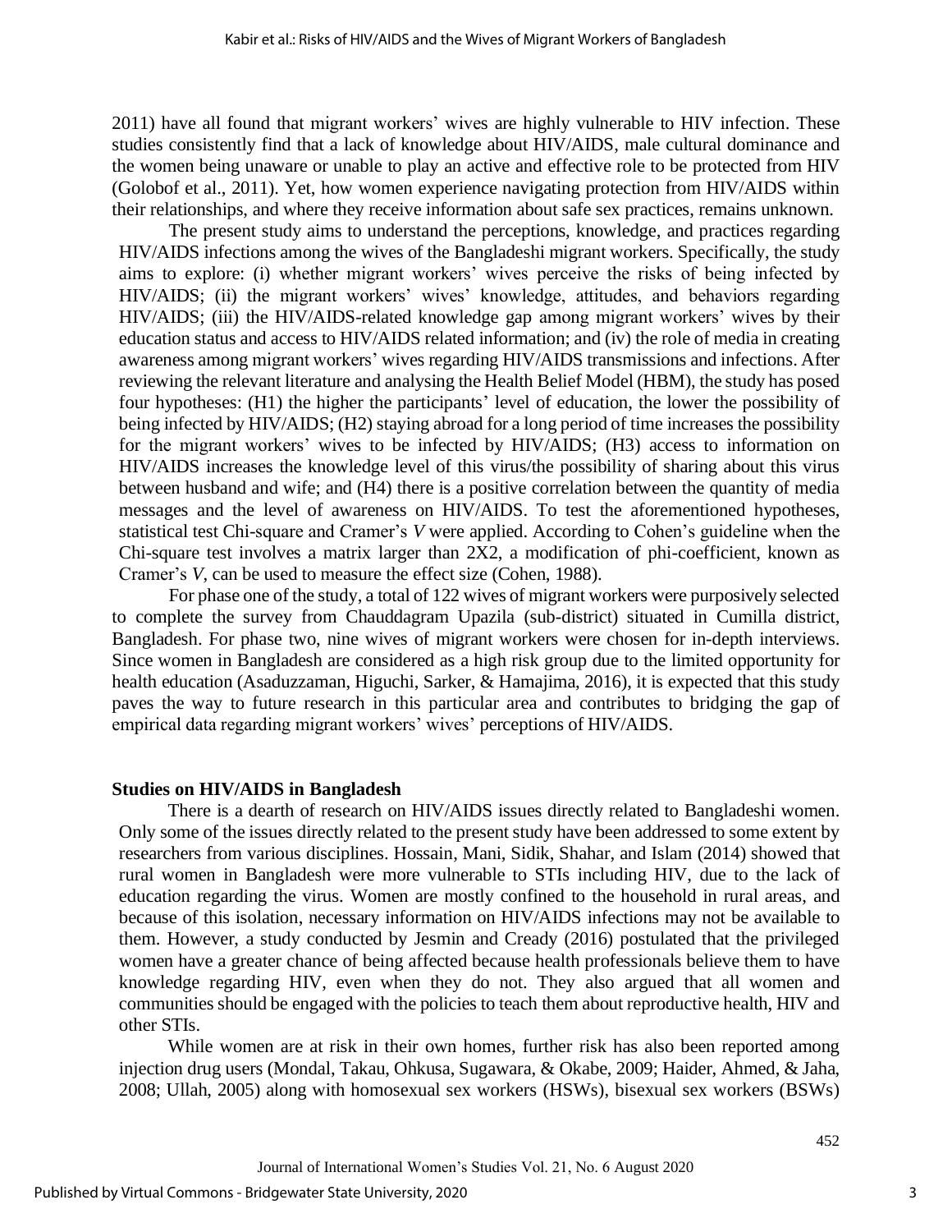2011) have all found that migrant workers' wives are highly vulnerable to HIV infection. These studies consistently find that a lack of knowledge about HIV/AIDS, male cultural dominance and the women being unaware or unable to play an active and effective role to be protected from HIV (Golobof et al., 2011). Yet, how women experience navigating protection from HIV/AIDS within their relationships, and where they receive information about safe sex practices, remains unknown.

The present study aims to understand the perceptions, knowledge, and practices regarding HIV/AIDS infections among the wives of the Bangladeshi migrant workers. Specifically, the study aims to explore: (i) whether migrant workers' wives perceive the risks of being infected by HIV/AIDS; (ii) the migrant workers' wives' knowledge, attitudes, and behaviors regarding HIV/AIDS; (iii) the HIV/AIDS-related knowledge gap among migrant workers' wives by their education status and access to HIV/AIDS related information; and (iv) the role of media in creating awareness among migrant workers' wives regarding HIV/AIDS transmissions and infections. After reviewing the relevant literature and analysing the Health Belief Model (HBM), the study has posed four hypotheses: (H1) the higher the participants' level of education, the lower the possibility of being infected by HIV/AIDS; (H2) staying abroad for a long period of time increases the possibility for the migrant workers' wives to be infected by HIV/AIDS; (H3) access to information on HIV/AIDS increases the knowledge level of this virus/the possibility of sharing about this virus between husband and wife; and (H4) there is a positive correlation between the quantity of media messages and the level of awareness on HIV/AIDS. To test the aforementioned hypotheses, statistical test Chi-square and Cramer's *V* were applied. According to Cohen's guideline when the Chi-square test involves a matrix larger than 2X2, a modification of phi-coefficient, known as Cramer's *V*, can be used to measure the effect size (Cohen, 1988).

For phase one of the study, a total of 122 wives of migrant workers were purposively selected to complete the survey from Chauddagram Upazila (sub-district) situated in Cumilla district, Bangladesh. For phase two, nine wives of migrant workers were chosen for in-depth interviews. Since women in Bangladesh are considered as a high risk group due to the limited opportunity for health education (Asaduzzaman, Higuchi, Sarker, & Hamajima, 2016), it is expected that this study paves the way to future research in this particular area and contributes to bridging the gap of empirical data regarding migrant workers' wives' perceptions of HIV/AIDS.

## Studies on HIV/AIDS in Bangladesh

There is a dearth of research on HIV/AIDS issues directly related to Bangladeshi women. Only some of the issues directly related to the present study have been addressed to some extent by researchers from various disciplines. Hossain, Mani, Sidik, Shahar, and Islam (2014) showed that rural women in Bangladesh were more vulnerable to STIs including HIV, due to the lack of education regarding the virus. Women are mostly confined to the household in rural areas, and because of this isolation, necessary information on HIV/AIDS infections may not be available to them. However, a study conducted by Jesmin and Cready (2016) postulated that the privileged women have a greater chance of being affected because health professionals believe them to have knowledge regarding HIV, even when they do not. They also argued that all women and communities should be engaged with the policies to teach them about reproductive health, HIV and other STIs.

While women are at risk in their own homes, further risk has also been reported among injection drug users (Mondal, Takau, Ohkusa, Sugawara, & Okabe, 2009; Haider, Ahmed, & Jaha, 2008; Ullah, 2005) along with homosexual sex workers (HSWs), bisexual sex workers (BSWs)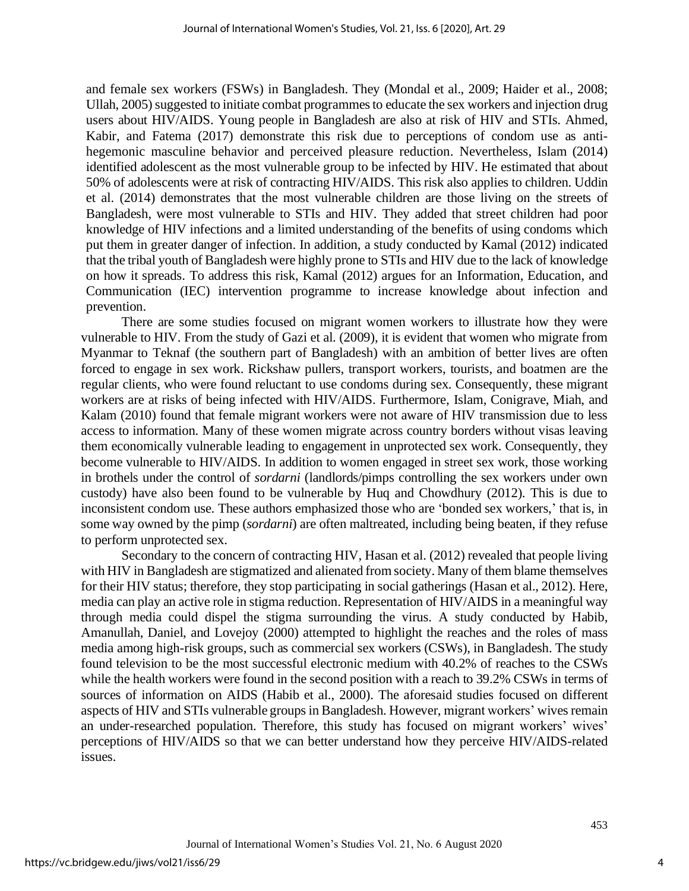and female sex workers (FSWs) in Bangladesh. They (Mondal et al., 2009; Haider et al., 2008; Ullah, 2005) suggested to initiate combat programmes to educate the sex workers and injection drug users about HIV/AIDS. Young people in Bangladesh are also at risk of HIV and STIs. Ahmed, Kabir, and Fatema (2017) demonstrate this risk due to perceptions of condom use as anti-hegemonic masculine behavior and perceived pleasure reduction. Nevertheless, Islam (2014) identified adolescent as the most vulnerable group to be infected by HIV. He estimated that about 50% of adolescents were at risk of contracting HIV/AIDS. This risk also applies to children. Uddin et al. (2014) demonstrates that the most vulnerable children are those living on the streets of Bangladesh, were most vulnerable to STIs and HIV. They added that street children had poor knowledge of HIV infections and a limited understanding of the benefits of using condoms which put them in greater danger of infection. In addition, a study conducted by Kamal (2012) indicated that the tribal youth of Bangladesh were highly prone to STIs and HIV due to the lack of knowledge on how it spreads. To address this risk, Kamal (2012) argues for an Information, Education, and Communication (IEC) intervention programme to increase knowledge about infection and prevention.

There are some studies focused on migrant women workers to illustrate how they were vulnerable to HIV. From the study of Gazi et al. (2009), it is evident that women who migrate from Myanmar to Teknaf (the southern part of Bangladesh) with an ambition of better lives are often forced to engage in sex work. Rickshaw pullers, transport workers, tourists, and boatmen are the regular clients, who were found reluctant to use condoms during sex. Consequently, these migrant workers are at risks of being infected with HIV/AIDS. Furthermore, Islam, Conigrave, Miah, and Kalam (2010) found that female migrant workers were not aware of HIV transmission due to less access to information. Many of these women migrate across country borders without visas leaving them economically vulnerable leading to engagement in unprotected sex work. Consequently, they become vulnerable to HIV/AIDS. In addition to women engaged in street sex work, those working in brothels under the control of *sordarni* (landlords/pimps controlling the sex workers under own custody) have also been found to be vulnerable by Huq and Chowdhury (2012). This is due to inconsistent condom use. These authors emphasized those who are 'bonded sex workers,' that is, in some way owned by the pimp (*sordarni*) are often maltreated, including being beaten, if they refuse to perform unprotected sex.

Secondary to the concern of contracting HIV, Hasan et al. (2012) revealed that people living with HIV in Bangladesh are stigmatized and alienated from society. Many of them blame themselves for their HIV status; therefore, they stop participating in social gatherings (Hasan et al., 2012). Here, media can play an active role in stigma reduction. Representation of HIV/AIDS in a meaningful way through media could dispel the stigma surrounding the virus. A study conducted by Habib, Amanullah, Daniel, and Lovejoy (2000) attempted to highlight the reaches and the roles of mass media among high-risk groups, such as commercial sex workers (CSWs), in Bangladesh. The study found television to be the most successful electronic medium with 40.2% of reaches to the CSWs while the health workers were found in the second position with a reach to 39.2% CSWs in terms of sources of information on AIDS (Habib et al., 2000). The aforesaid studies focused on different aspects of HIV and STIs vulnerable groups in Bangladesh. However, migrant workers' wives remain an under-researched population. Therefore, this study has focused on migrant workers' wives' perceptions of HIV/AIDS so that we can better understand how they perceive HIV/AIDS-related issues.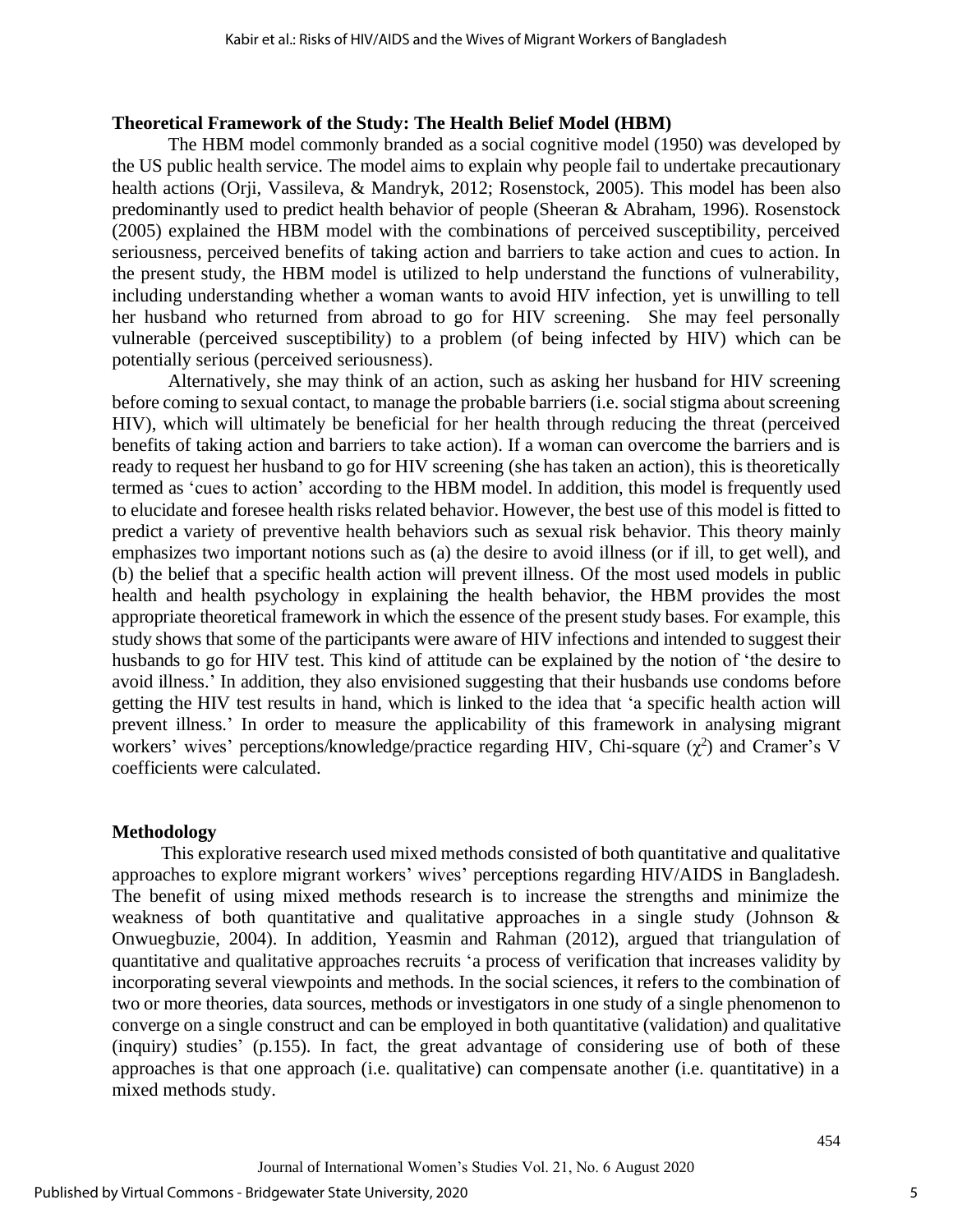**Theoretical Framework of the Study: The Health Belief Model (HBM)**

The HBM model commonly branded as a social cognitive model (1950) was developed by the US public health service. The model aims to explain why people fail to undertake precautionary health actions (Orji, Vassileva, & Mandryk, 2012; Rosenstock, 2005). This model has been also predominantly used to predict health behavior of people (Sheeran & Abraham, 1996). Rosenstock (2005) explained the HBM model with the combinations of perceived susceptibility, perceived seriousness, perceived benefits of taking action and barriers to take action and cues to action. In the present study, the HBM model is utilized to help understand the functions of vulnerability, including understanding whether a woman wants to avoid HIV infection, yet is unwilling to tell her husband who returned from abroad to go for HIV screening. She may feel personally vulnerable (perceived susceptibility) to a problem (of being infected by HIV) which can be potentially serious (perceived seriousness).

Alternatively, she may think of an action, such as asking her husband for HIV screening before coming to sexual contact, to manage the probable barriers (i.e. social stigma about screening HIV), which will ultimately be beneficial for her health through reducing the threat (perceived benefits of taking action and barriers to take action). If a woman can overcome the barriers and is ready to request her husband to go for HIV screening (she has taken an action), this is theoretically termed as 'cues to action' according to the HBM model. In addition, this model is frequently used to elucidate and foresee health risks related behavior. However, the best use of this model is fitted to predict a variety of preventive health behaviors such as sexual risk behavior. This theory mainly emphasizes two important notions such as (a) the desire to avoid illness (or if ill, to get well), and (b) the belief that a specific health action will prevent illness. Of the most used models in public health and health psychology in explaining the health behavior, the HBM provides the most appropriate theoretical framework in which the essence of the present study bases. For example, this study shows that some of the participants were aware of HIV infections and intended to suggest their husbands to go for HIV test. This kind of attitude can be explained by the notion of 'the desire to avoid illness.' In addition, they also envisioned suggesting that their husbands use condoms before getting the HIV test results in hand, which is linked to the idea that 'a specific health action will prevent illness.' In order to measure the applicability of this framework in analysing migrant workers' wives' perceptions/knowledge/practice regarding HIV, Chi-square ($\chi^2$) and Cramer's V coefficients were calculated.

**Methodology**

This explorative research used mixed methods consisted of both quantitative and qualitative approaches to explore migrant workers' wives' perceptions regarding HIV/AIDS in Bangladesh. The benefit of using mixed methods research is to increase the strengths and minimize the weakness of both quantitative and qualitative approaches in a single study (Johnson & Onwuegbuzie, 2004). In addition, Yeasmin and Rahman (2012), argued that triangulation of quantitative and qualitative approaches recruits 'a process of verification that increases validity by incorporating several viewpoints and methods. In the social sciences, it refers to the combination of two or more theories, data sources, methods or investigators in one study of a single phenomenon to converge on a single construct and can be employed in both quantitative (validation) and qualitative (inquiry) studies' (p.155). In fact, the great advantage of considering use of both of these approaches is that one approach (i.e. qualitative) can compensate another (i.e. quantitative) in a mixed methods study.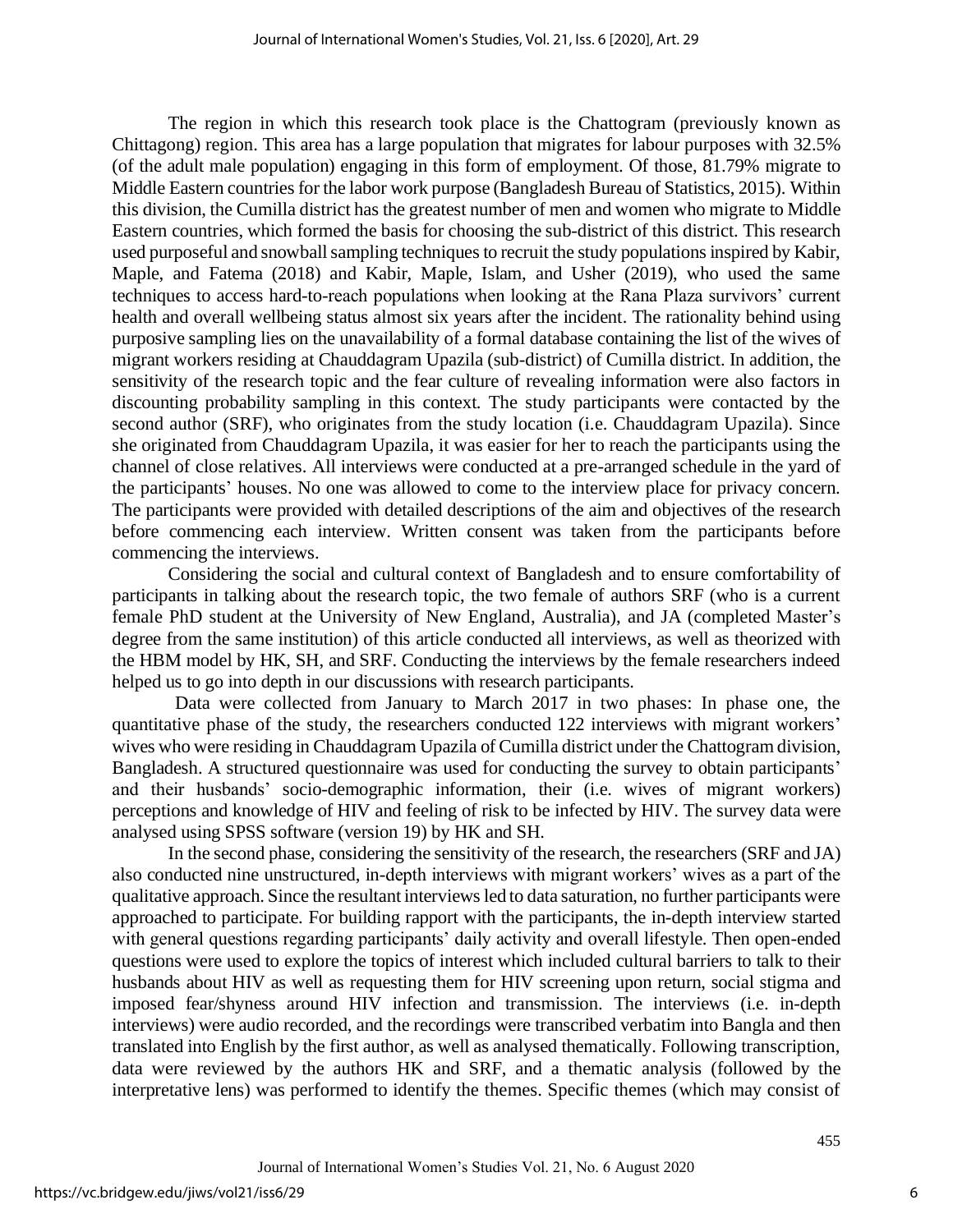The region in which this research took place is the Chattogram (previously known as Chittagong) region. This area has a large population that migrates for labour purposes with 32.5% (of the adult male population) engaging in this form of employment. Of those, 81.79% migrate to Middle Eastern countries for the labor work purpose (Bangladesh Bureau of Statistics, 2015). Within this division, the Cumilla district has the greatest number of men and women who migrate to Middle Eastern countries, which formed the basis for choosing the sub-district of this district. This research used purposeful and snowball sampling techniques to recruit the study populations inspired by Kabir, Maple, and Fatema (2018) and Kabir, Maple, Islam, and Usher (2019), who used the same techniques to access hard-to-reach populations when looking at the Rana Plaza survivors' current health and overall wellbeing status almost six years after the incident. The rationality behind using purposive sampling lies on the unavailability of a formal database containing the list of the wives of migrant workers residing at Chauddagram Upazila (sub-district) of Cumilla district. In addition, the sensitivity of the research topic and the fear culture of revealing information were also factors in discounting probability sampling in this context. The study participants were contacted by the second author (SRF), who originates from the study location (i.e. Chauddagram Upazila). Since she originated from Chauddagram Upazila, it was easier for her to reach the participants using the channel of close relatives. All interviews were conducted at a pre-arranged schedule in the yard of the participants' houses. No one was allowed to come to the interview place for privacy concern. The participants were provided with detailed descriptions of the aim and objectives of the research before commencing each interview. Written consent was taken from the participants before commencing the interviews.

Considering the social and cultural context of Bangladesh and to ensure comfortability of participants in talking about the research topic, the two female of authors SRF (who is a current female PhD student at the University of New England, Australia), and JA (completed Master's degree from the same institution) of this article conducted all interviews, as well as theorized with the HBM model by HK, SH, and SRF. Conducting the interviews by the female researchers indeed helped us to go into depth in our discussions with research participants.

Data were collected from January to March 2017 in two phases: In phase one, the quantitative phase of the study, the researchers conducted 122 interviews with migrant workers' wives who were residing in Chauddagram Upazila of Cumilla district under the Chattogram division, Bangladesh. A structured questionnaire was used for conducting the survey to obtain participants' and their husbands' socio-demographic information, their (i.e. wives of migrant workers) perceptions and knowledge of HIV and feeling of risk to be infected by HIV. The survey data were analysed using SPSS software (version 19) by HK and SH.

In the second phase, considering the sensitivity of the research, the researchers (SRF and JA) also conducted nine unstructured, in-depth interviews with migrant workers' wives as a part of the qualitative approach. Since the resultant interviews led to data saturation, no further participants were approached to participate. For building rapport with the participants, the in-depth interview started with general questions regarding participants' daily activity and overall lifestyle. Then open-ended questions were used to explore the topics of interest which included cultural barriers to talk to their husbands about HIV as well as requesting them for HIV screening upon return, social stigma and imposed fear/shyness around HIV infection and transmission. The interviews (i.e. in-depth interviews) were audio recorded, and the recordings were transcribed verbatim into Bangla and then translated into English by the first author, as well as analysed thematically. Following transcription, data were reviewed by the authors HK and SRF, and a thematic analysis (followed by the interpretative lens) was performed to identify the themes. Specific themes (which may consist of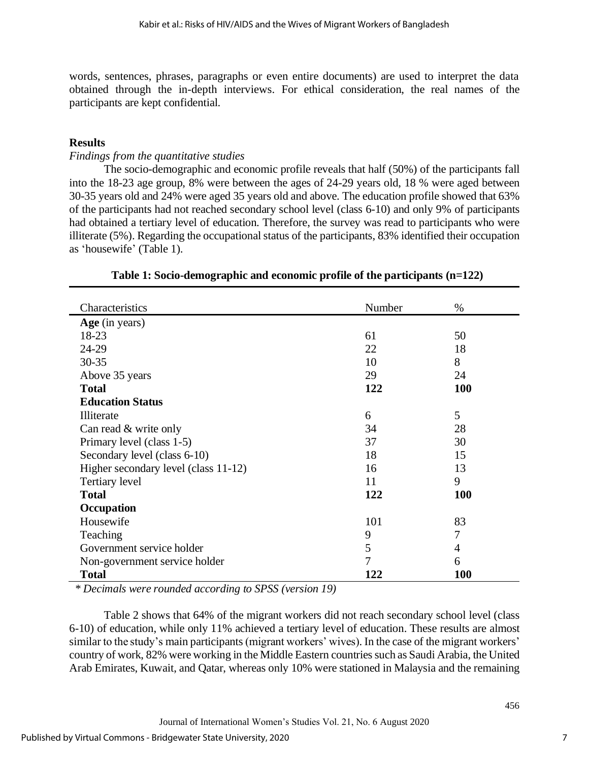words, sentences, phrases, paragraphs or even entire documents) are used to interpret the data obtained through the in-depth interviews. For ethical consideration, the real names of the participants are kept confidential.

## Results

*Findings from the quantitative studies*

The socio-demographic and economic profile reveals that half (50%) of the participants fall into the 18-23 age group, 8% were between the ages of 24-29 years old, 18 % were aged between 30-35 years old and 24% were aged 35 years old and above. The education profile showed that 63% of the participants had not reached secondary school level (class 6-10) and only 9% of participants had obtained a tertiary level of education. Therefore, the survey was read to participants who were illiterate (5%). Regarding the occupational status of the participants, 83% identified their occupation as 'housewife' (Table 1).

**Table 1: Socio-demographic and economic profile of the participants (n=122)**

| Characteristics | Number | % |
|---|---|---|
| **Age** (in years) | | |
| 18-23 | 61 | 50 |
| 24-29 | 22 | 18 |
| 30-35 | 10 | 8 |
| Above 35 years | 29 | 24 |
| **Total** | **122** | **100** |
| **Education Status** | | |
| Illiterate | 6 | 5 |
| Can read & write only | 34 | 28 |
| Primary level (class 1-5) | 37 | 30 |
| Secondary level (class 6-10) | 18 | 15 |
| Higher secondary level (class 11-12) | 16 | 13 |
| Tertiary level | 11 | 9 |
| **Total** | **122** | **100** |
| **Occupation** | | |
| Housewife | 101 | 83 |
| Teaching | 9 | 7 |
| Government service holder | 5 | 4 |
| Non-government service holder | 7 | 6 |
| **Total** | **122** | **100** |

*\* Decimals were rounded according to SPSS (version 19)*

Table 2 shows that 64% of the migrant workers did not reach secondary school level (class 6-10) of education, while only 11% achieved a tertiary level of education. These results are almost similar to the study's main participants (migrant workers' wives). In the case of the migrant workers' country of work, 82% were working in the Middle Eastern countries such as Saudi Arabia, the United Arab Emirates, Kuwait, and Qatar, whereas only 10% were stationed in Malaysia and the remaining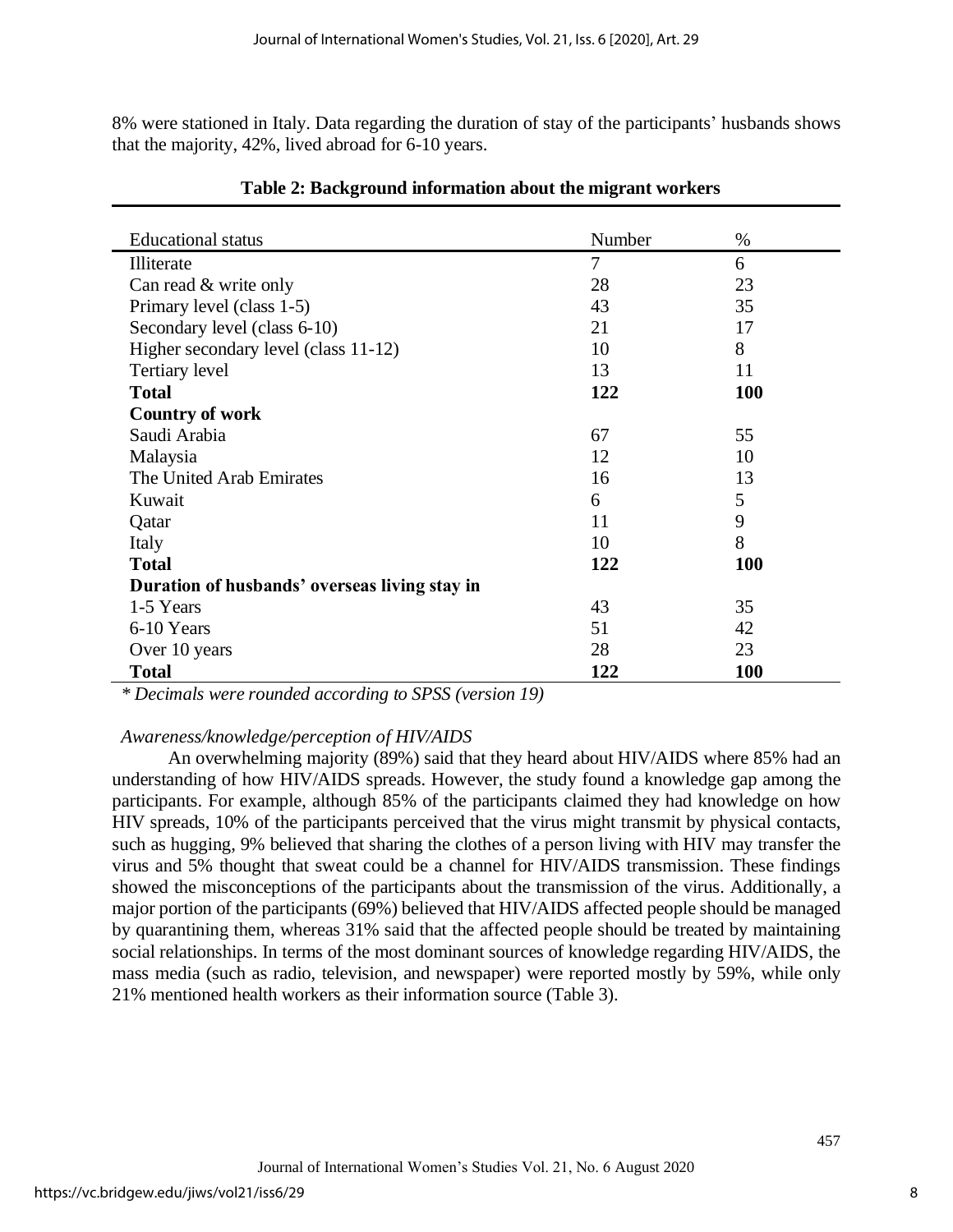8% were stationed in Italy. Data regarding the duration of stay of the participants' husbands shows that the majority, 42%, lived abroad for 6-10 years.

**Table 2: Background information about the migrant workers**

| Educational status | Number | % |
|---|---|---|
| Illiterate | 7 | 6 |
| Can read & write only | 28 | 23 |
| Primary level (class 1-5) | 43 | 35 |
| Secondary level (class 6-10) | 21 | 17 |
| Higher secondary level (class 11-12) | 10 | 8 |
| Tertiary level | 13 | 11 |
| **Total** | **122** | **100** |
| **Country of work** | | |
| Saudi Arabia | 67 | 55 |
| Malaysia | 12 | 10 |
| The United Arab Emirates | 16 | 13 |
| Kuwait | 6 | 5 |
| Qatar | 11 | 9 |
| Italy | 10 | 8 |
| **Total** | **122** | **100** |
| **Duration of husbands' overseas living stay in** | | |
| 1-5 Years | 43 | 35 |
| 6-10 Years | 51 | 42 |
| Over 10 years | 28 | 23 |
| **Total** | **122** | **100** |

*\* Decimals were rounded according to SPSS (version 19)*

*Awareness/knowledge/perception of HIV/AIDS*

An overwhelming majority (89%) said that they heard about HIV/AIDS where 85% had an understanding of how HIV/AIDS spreads. However, the study found a knowledge gap among the participants. For example, although 85% of the participants claimed they had knowledge on how HIV spreads, 10% of the participants perceived that the virus might transmit by physical contacts, such as hugging, 9% believed that sharing the clothes of a person living with HIV may transfer the virus and 5% thought that sweat could be a channel for HIV/AIDS transmission. These findings showed the misconceptions of the participants about the transmission of the virus. Additionally, a major portion of the participants (69%) believed that HIV/AIDS affected people should be managed by quarantining them, whereas 31% said that the affected people should be treated by maintaining social relationships. In terms of the most dominant sources of knowledge regarding HIV/AIDS, the mass media (such as radio, television, and newspaper) were reported mostly by 59%, while only 21% mentioned health workers as their information source (Table 3).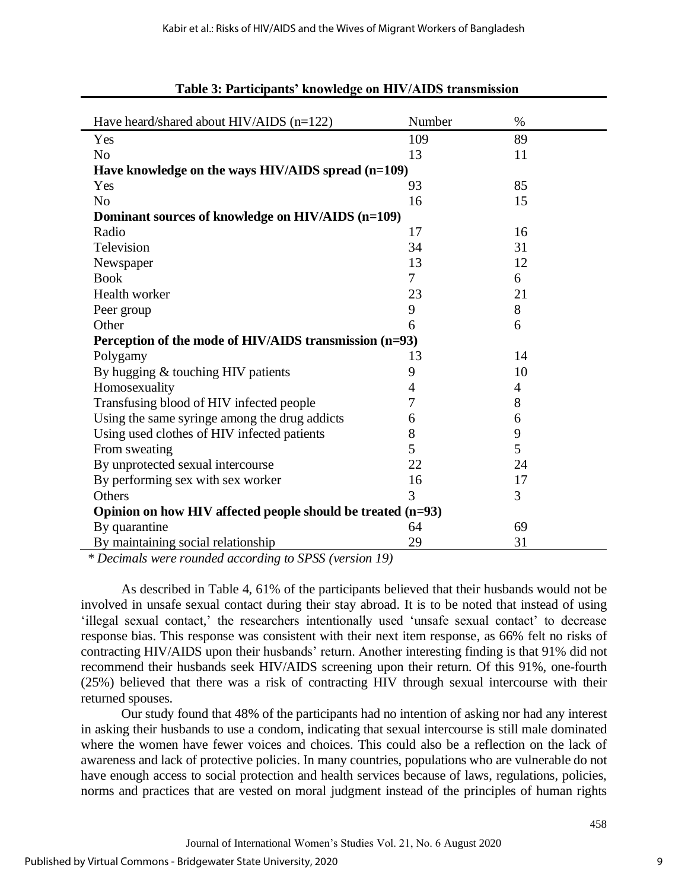**Table 3: Participants' knowledge on HIV/AIDS transmission**

| Have heard/shared about HIV/AIDS (n=122) | Number | % |
|---|---|---|
| Yes | 109 | 89 |
| No | 13 | 11 |
| **Have knowledge on the ways HIV/AIDS spread (n=109)** | | |
| Yes | 93 | 85 |
| No | 16 | 15 |
| **Dominant sources of knowledge on HIV/AIDS (n=109)** | | |
| Radio | 17 | 16 |
| Television | 34 | 31 |
| Newspaper | 13 | 12 |
| Book | 7 | 6 |
| Health worker | 23 | 21 |
| Peer group | 9 | 8 |
| Other | 6 | 6 |
| **Perception of the mode of HIV/AIDS transmission (n=93)** | | |
| Polygamy | 13 | 14 |
| By hugging & touching HIV patients | 9 | 10 |
| Homosexuality | 4 | 4 |
| Transfusing blood of HIV infected people | 7 | 8 |
| Using the same syringe among the drug addicts | 6 | 6 |
| Using used clothes of HIV infected patients | 8 | 9 |
| From sweating | 5 | 5 |
| By unprotected sexual intercourse | 22 | 24 |
| By performing sex with sex worker | 16 | 17 |
| Others | 3 | 3 |
| **Opinion on how HIV affected people should be treated (n=93)** | | |
| By quarantine | 64 | 69 |
| By maintaining social relationship | 29 | 31 |

*\* Decimals were rounded according to SPSS (version 19)*

As described in Table 4, 61% of the participants believed that their husbands would not be involved in unsafe sexual contact during their stay abroad. It is to be noted that instead of using 'illegal sexual contact,' the researchers intentionally used 'unsafe sexual contact' to decrease response bias. This response was consistent with their next item response, as 66% felt no risks of contracting HIV/AIDS upon their husbands' return. Another interesting finding is that 91% did not recommend their husbands seek HIV/AIDS screening upon their return. Of this 91%, one-fourth (25%) believed that there was a risk of contracting HIV through sexual intercourse with their returned spouses.

Our study found that 48% of the participants had no intention of asking nor had any interest in asking their husbands to use a condom, indicating that sexual intercourse is still male dominated where the women have fewer voices and choices. This could also be a reflection on the lack of awareness and lack of protective policies. In many countries, populations who are vulnerable do not have enough access to social protection and health services because of laws, regulations, policies, norms and practices that are vested on moral judgment instead of the principles of human rights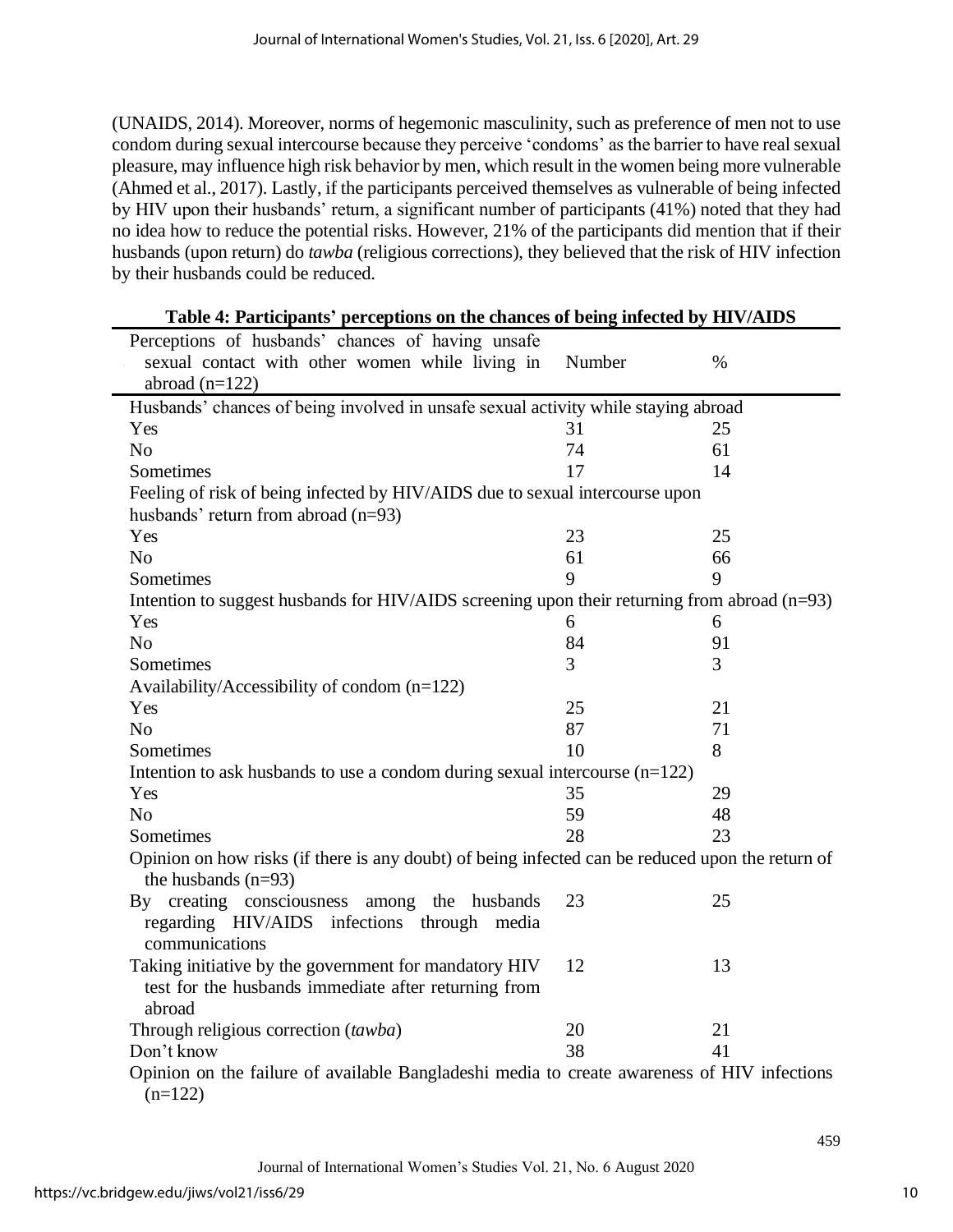(UNAIDS, 2014). Moreover, norms of hegemonic masculinity, such as preference of men not to use condom during sexual intercourse because they perceive 'condoms' as the barrier to have real sexual pleasure, may influence high risk behavior by men, which result in the women being more vulnerable (Ahmed et al., 2017). Lastly, if the participants perceived themselves as vulnerable of being infected by HIV upon their husbands' return, a significant number of participants (41%) noted that they had no idea how to reduce the potential risks. However, 21% of the participants did mention that if their husbands (upon return) do *tawba* (religious corrections), they believed that the risk of HIV infection by their husbands could be reduced.

**Table 4: Participants' perceptions on the chances of being infected by HIV/AIDS**

| Perceptions of husbands' chances of having unsafe sexual contact with other women while living in abroad (n=122) | Number | % |
|---|---|---|
| Husbands' chances of being involved in unsafe sexual activity while staying abroad | | |
| Yes | 31 | 25 |
| No | 74 | 61 |
| Sometimes | 17 | 14 |
| Feeling of risk of being infected by HIV/AIDS due to sexual intercourse upon husbands' return from abroad (n=93) | | |
| Yes | 23 | 25 |
| No | 61 | 66 |
| Sometimes | 9 | 9 |
| Intention to suggest husbands for HIV/AIDS screening upon their returning from abroad (n=93) | | |
| Yes | 6 | 6 |
| No | 84 | 91 |
| Sometimes | 3 | 3 |
| Availability/Accessibility of condom (n=122) | | |
| Yes | 25 | 21 |
| No | 87 | 71 |
| Sometimes | 10 | 8 |
| Intention to ask husbands to use a condom during sexual intercourse (n=122) | | |
| Yes | 35 | 29 |
| No | 59 | 48 |
| Sometimes | 28 | 23 |
| Opinion on how risks (if there is any doubt) of being infected can be reduced upon the return of the husbands (n=93) | | |
| By creating consciousness among the husbands regarding HIV/AIDS infections through media communications | 23 | 25 |
| Taking initiative by the government for mandatory HIV test for the husbands immediate after returning from abroad | 12 | 13 |
| Through religious correction (*tawba*) | 20 | 21 |
| Don't know | 38 | 41 |
| Opinion on the failure of available Bangladeshi media to create awareness of HIV infections (n=122) | | |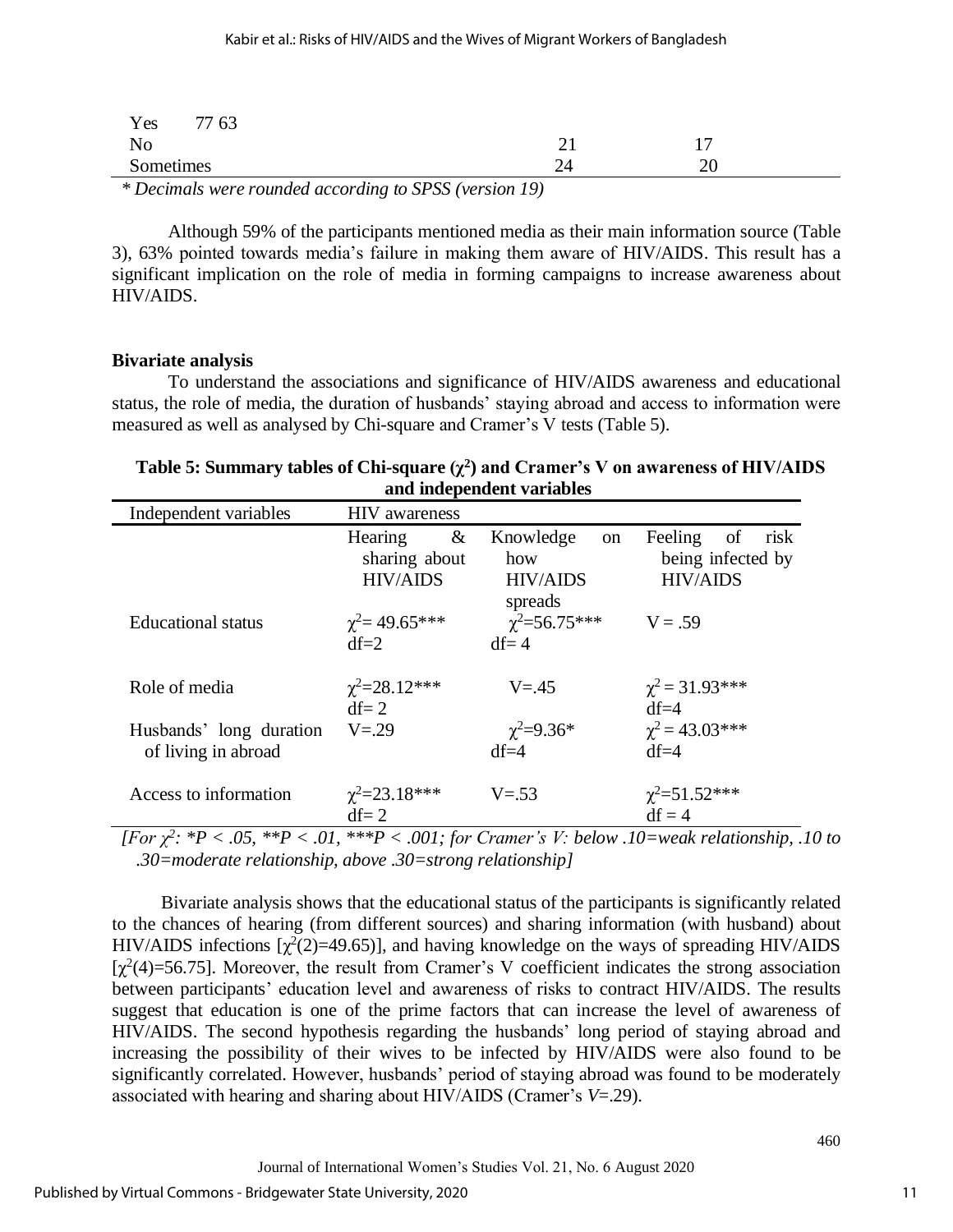| | | |
|---|---|---|
| Yes | 77 | 63 |
| No | 21 | 17 |
| Sometimes | 24 | 20 |

*\* Decimals were rounded according to SPSS (version 19)*

Although 59% of the participants mentioned media as their main information source (Table 3), 63% pointed towards media's failure in making them aware of HIV/AIDS. This result has a significant implication on the role of media in forming campaigns to increase awareness about HIV/AIDS.

**Bivariate analysis**

To understand the associations and significance of HIV/AIDS awareness and educational status, the role of media, the duration of husbands' staying abroad and access to information were measured as well as analysed by Chi-square and Cramer's V tests (Table 5).

**Table 5: Summary tables of Chi-square ($\chi^2$) and Cramer's V on awareness of HIV/AIDS and independent variables**

| Independent variables | HIV awareness | | |
|---|---|---|---|
| | Hearing & sharing about HIV/AIDS | Knowledge on how HIV/AIDS spreads | Feeling of risk being infected by HIV/AIDS |
| Educational status | $\chi^2$= 49.65*** df=2 | $\chi^2$=56.75*** df= 4 | V = .59 |
| Role of media | $\chi^2$=28.12*** df= 2 | V=.45 | $\chi^2$ = 31.93*** df=4 |
| Husbands' long duration of living in abroad | V=.29 | $\chi^2$=9.36* df=4 | $\chi^2$ = 43.03*** df=4 |
| Access to information | $\chi^2$=23.18*** df= 2 | V=.53 | $\chi^2$=51.52*** df = 4 |

*[For $\chi^2$: *P < .05, **P < .01, ***P < .001; for Cramer's V: below .10=weak relationship, .10 to .30=moderate relationship, above .30=strong relationship]*

Bivariate analysis shows that the educational status of the participants is significantly related to the chances of hearing (from different sources) and sharing information (with husband) about HIV/AIDS infections [$\chi^2(2)$=49.65)], and having knowledge on the ways of spreading HIV/AIDS [$\chi^2(4)$=56.75]. Moreover, the result from Cramer's V coefficient indicates the strong association between participants' education level and awareness of risks to contract HIV/AIDS. The results suggest that education is one of the prime factors that can increase the level of awareness of HIV/AIDS. The second hypothesis regarding the husbands' long period of staying abroad and increasing the possibility of their wives to be infected by HIV/AIDS were also found to be significantly correlated. However, husbands' period of staying abroad was found to be moderately associated with hearing and sharing about HIV/AIDS (Cramer's *V*=.29).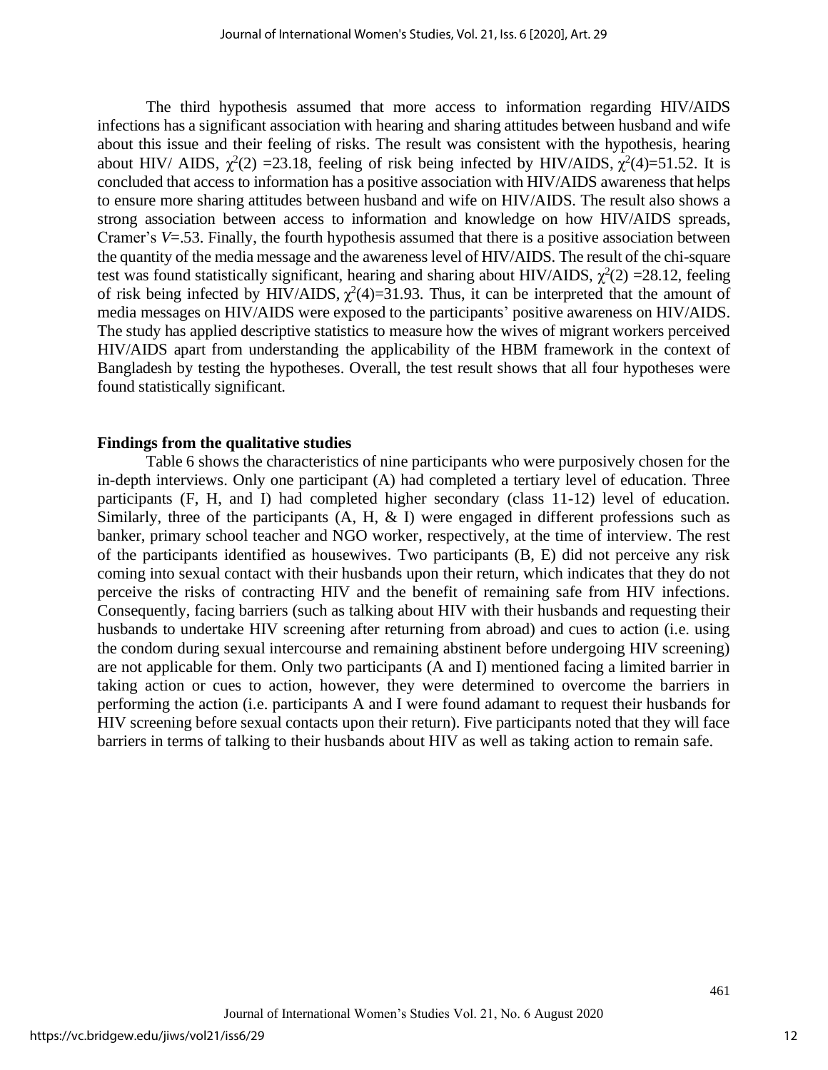The third hypothesis assumed that more access to information regarding HIV/AIDS infections has a significant association with hearing and sharing attitudes between husband and wife about this issue and their feeling of risks. The result was consistent with the hypothesis, hearing about HIV/ AIDS, $\chi^2(2)$ =23.18, feeling of risk being infected by HIV/AIDS, $\chi^2(4)$=51.52. It is concluded that access to information has a positive association with HIV/AIDS awareness that helps to ensure more sharing attitudes between husband and wife on HIV/AIDS. The result also shows a strong association between access to information and knowledge on how HIV/AIDS spreads, Cramer's *V*=.53. Finally, the fourth hypothesis assumed that there is a positive association between the quantity of the media message and the awareness level of HIV/AIDS. The result of the chi-square test was found statistically significant, hearing and sharing about HIV/AIDS, $\chi^2(2)$ =28.12, feeling of risk being infected by HIV/AIDS, $\chi^2(4)$=31.93. Thus, it can be interpreted that the amount of media messages on HIV/AIDS were exposed to the participants' positive awareness on HIV/AIDS. The study has applied descriptive statistics to measure how the wives of migrant workers perceived HIV/AIDS apart from understanding the applicability of the HBM framework in the context of Bangladesh by testing the hypotheses. Overall, the test result shows that all four hypotheses were found statistically significant.

### Findings from the qualitative studies

Table 6 shows the characteristics of nine participants who were purposively chosen for the in-depth interviews. Only one participant (A) had completed a tertiary level of education. Three participants (F, H, and I) had completed higher secondary (class 11-12) level of education. Similarly, three of the participants (A, H, & I) were engaged in different professions such as banker, primary school teacher and NGO worker, respectively, at the time of interview. The rest of the participants identified as housewives. Two participants (B, E) did not perceive any risk coming into sexual contact with their husbands upon their return, which indicates that they do not perceive the risks of contracting HIV and the benefit of remaining safe from HIV infections. Consequently, facing barriers (such as talking about HIV with their husbands and requesting their husbands to undertake HIV screening after returning from abroad) and cues to action (i.e. using the condom during sexual intercourse and remaining abstinent before undergoing HIV screening) are not applicable for them. Only two participants (A and I) mentioned facing a limited barrier in taking action or cues to action, however, they were determined to overcome the barriers in performing the action (i.e. participants A and I were found adamant to request their husbands for HIV screening before sexual contacts upon their return). Five participants noted that they will face barriers in terms of talking to their husbands about HIV as well as taking action to remain safe.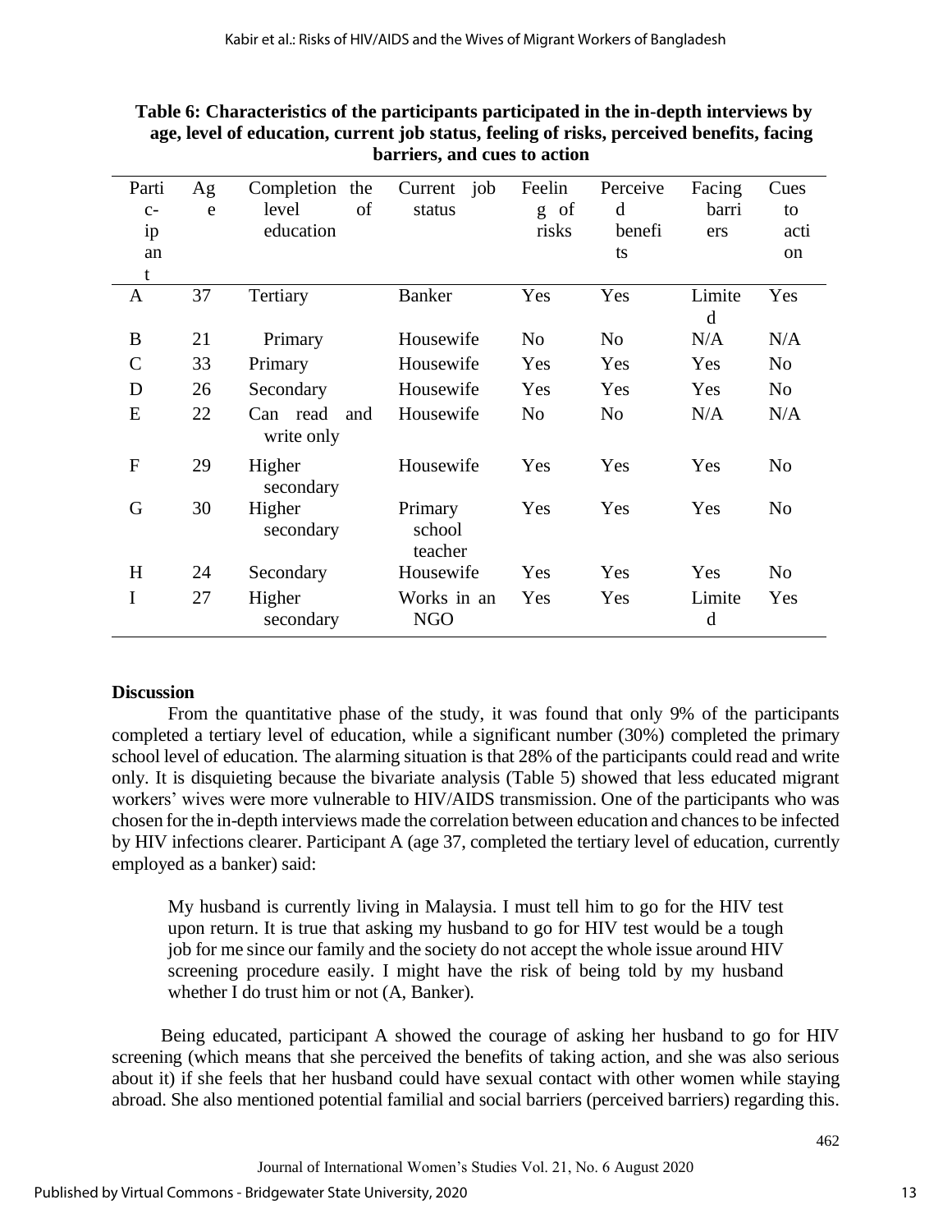**Table 6: Characteristics of the participants participated in the in-depth interviews by age, level of education, current job status, feeling of risks, perceived benefits, facing barriers, and cues to action**

| Participant | Age | Completion the level of education | Current job status | Feeling of risks | Perceived benefits | Facing barriers | Cues to action |
|---|---|---|---|---|---|---|---|
| A | 37 | Tertiary | Banker | Yes | Yes | Limited | Yes |
| B | 21 | Primary | Housewife | No | No | N/A | N/A |
| C | 33 | Primary | Housewife | Yes | Yes | Yes | No |
| D | 26 | Secondary | Housewife | Yes | Yes | Yes | No |
| E | 22 | Can read and write only | Housewife | No | No | N/A | N/A |
| F | 29 | Higher secondary | Housewife | Yes | Yes | Yes | No |
| G | 30 | Higher secondary | Primary school teacher | Yes | Yes | Yes | No |
| H | 24 | Secondary | Housewife | Yes | Yes | Yes | No |
| I | 27 | Higher secondary | Works in an NGO | Yes | Yes | Limited | Yes |

## Discussion

From the quantitative phase of the study, it was found that only 9% of the participants completed a tertiary level of education, while a significant number (30%) completed the primary school level of education. The alarming situation is that 28% of the participants could read and write only. It is disquieting because the bivariate analysis (Table 5) showed that less educated migrant workers' wives were more vulnerable to HIV/AIDS transmission. One of the participants who was chosen for the in-depth interviews made the correlation between education and chances to be infected by HIV infections clearer. Participant A (age 37, completed the tertiary level of education, currently employed as a banker) said:

> My husband is currently living in Malaysia. I must tell him to go for the HIV test upon return. It is true that asking my husband to go for HIV test would be a tough job for me since our family and the society do not accept the whole issue around HIV screening procedure easily. I might have the risk of being told by my husband whether I do trust him or not (A, Banker).

Being educated, participant A showed the courage of asking her husband to go for HIV screening (which means that she perceived the benefits of taking action, and she was also serious about it) if she feels that her husband could have sexual contact with other women while staying abroad. She also mentioned potential familial and social barriers (perceived barriers) regarding this.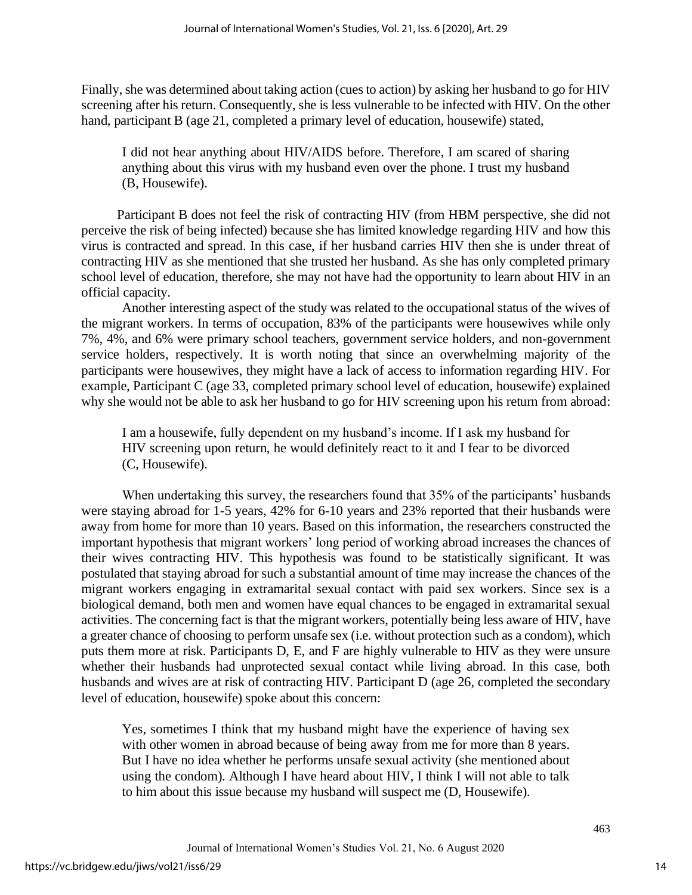Finally, she was determined about taking action (cues to action) by asking her husband to go for HIV screening after his return. Consequently, she is less vulnerable to be infected with HIV. On the other hand, participant B (age 21, completed a primary level of education, housewife) stated,

> I did not hear anything about HIV/AIDS before. Therefore, I am scared of sharing anything about this virus with my husband even over the phone. I trust my husband (B, Housewife).

Participant B does not feel the risk of contracting HIV (from HBM perspective, she did not perceive the risk of being infected) because she has limited knowledge regarding HIV and how this virus is contracted and spread. In this case, if her husband carries HIV then she is under threat of contracting HIV as she mentioned that she trusted her husband. As she has only completed primary school level of education, therefore, she may not have had the opportunity to learn about HIV in an official capacity.

Another interesting aspect of the study was related to the occupational status of the wives of the migrant workers. In terms of occupation, 83% of the participants were housewives while only 7%, 4%, and 6% were primary school teachers, government service holders, and non-government service holders, respectively. It is worth noting that since an overwhelming majority of the participants were housewives, they might have a lack of access to information regarding HIV. For example, Participant C (age 33, completed primary school level of education, housewife) explained why she would not be able to ask her husband to go for HIV screening upon his return from abroad:

> I am a housewife, fully dependent on my husband's income. If I ask my husband for HIV screening upon return, he would definitely react to it and I fear to be divorced (C, Housewife).

When undertaking this survey, the researchers found that 35% of the participants' husbands were staying abroad for 1-5 years, 42% for 6-10 years and 23% reported that their husbands were away from home for more than 10 years. Based on this information, the researchers constructed the important hypothesis that migrant workers' long period of working abroad increases the chances of their wives contracting HIV. This hypothesis was found to be statistically significant. It was postulated that staying abroad for such a substantial amount of time may increase the chances of the migrant workers engaging in extramarital sexual contact with paid sex workers. Since sex is a biological demand, both men and women have equal chances to be engaged in extramarital sexual activities. The concerning fact is that the migrant workers, potentially being less aware of HIV, have a greater chance of choosing to perform unsafe sex (i.e. without protection such as a condom), which puts them more at risk. Participants D, E, and F are highly vulnerable to HIV as they were unsure whether their husbands had unprotected sexual contact while living abroad. In this case, both husbands and wives are at risk of contracting HIV. Participant D (age 26, completed the secondary level of education, housewife) spoke about this concern:

> Yes, sometimes I think that my husband might have the experience of having sex with other women in abroad because of being away from me for more than 8 years. But I have no idea whether he performs unsafe sexual activity (she mentioned about using the condom). Although I have heard about HIV, I think I will not able to talk to him about this issue because my husband will suspect me (D, Housewife).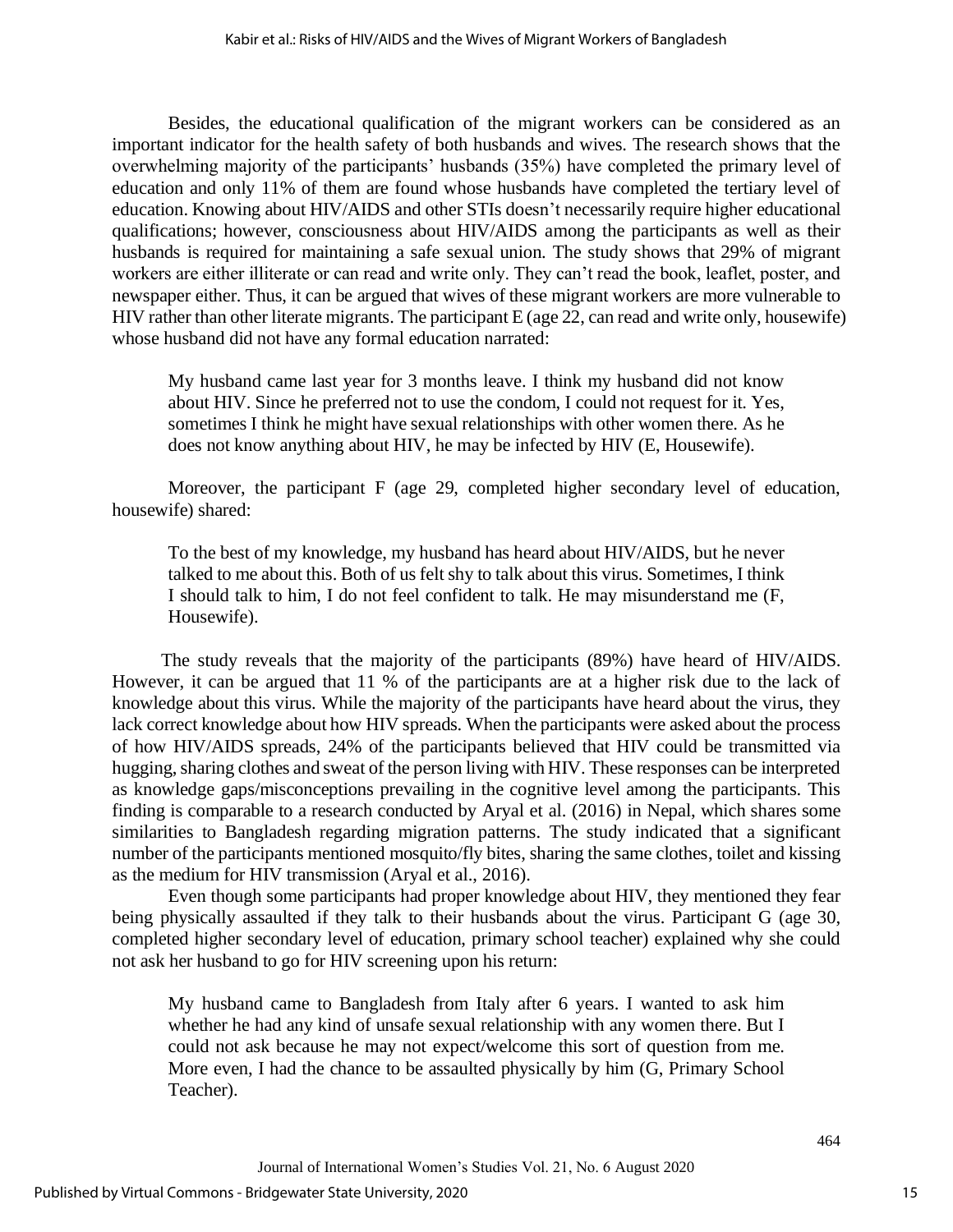Besides, the educational qualification of the migrant workers can be considered as an important indicator for the health safety of both husbands and wives. The research shows that the overwhelming majority of the participants' husbands (35%) have completed the primary level of education and only 11% of them are found whose husbands have completed the tertiary level of education. Knowing about HIV/AIDS and other STIs doesn't necessarily require higher educational qualifications; however, consciousness about HIV/AIDS among the participants as well as their husbands is required for maintaining a safe sexual union. The study shows that 29% of migrant workers are either illiterate or can read and write only. They can't read the book, leaflet, poster, and newspaper either. Thus, it can be argued that wives of these migrant workers are more vulnerable to HIV rather than other literate migrants. The participant E (age 22, can read and write only, housewife) whose husband did not have any formal education narrated:

> My husband came last year for 3 months leave. I think my husband did not know about HIV. Since he preferred not to use the condom, I could not request for it. Yes, sometimes I think he might have sexual relationships with other women there. As he does not know anything about HIV, he may be infected by HIV (E, Housewife).

Moreover, the participant F (age 29, completed higher secondary level of education, housewife) shared:

> To the best of my knowledge, my husband has heard about HIV/AIDS, but he never talked to me about this. Both of us felt shy to talk about this virus. Sometimes, I think I should talk to him, I do not feel confident to talk. He may misunderstand me (F, Housewife).

The study reveals that the majority of the participants (89%) have heard of HIV/AIDS. However, it can be argued that 11 % of the participants are at a higher risk due to the lack of knowledge about this virus. While the majority of the participants have heard about the virus, they lack correct knowledge about how HIV spreads. When the participants were asked about the process of how HIV/AIDS spreads, 24% of the participants believed that HIV could be transmitted via hugging, sharing clothes and sweat of the person living with HIV. These responses can be interpreted as knowledge gaps/misconceptions prevailing in the cognitive level among the participants. This finding is comparable to a research conducted by Aryal et al. (2016) in Nepal, which shares some similarities to Bangladesh regarding migration patterns. The study indicated that a significant number of the participants mentioned mosquito/fly bites, sharing the same clothes, toilet and kissing as the medium for HIV transmission (Aryal et al., 2016).

Even though some participants had proper knowledge about HIV, they mentioned they fear being physically assaulted if they talk to their husbands about the virus. Participant G (age 30, completed higher secondary level of education, primary school teacher) explained why she could not ask her husband to go for HIV screening upon his return:

> My husband came to Bangladesh from Italy after 6 years. I wanted to ask him whether he had any kind of unsafe sexual relationship with any women there. But I could not ask because he may not expect/welcome this sort of question from me. More even, I had the chance to be assaulted physically by him (G, Primary School Teacher).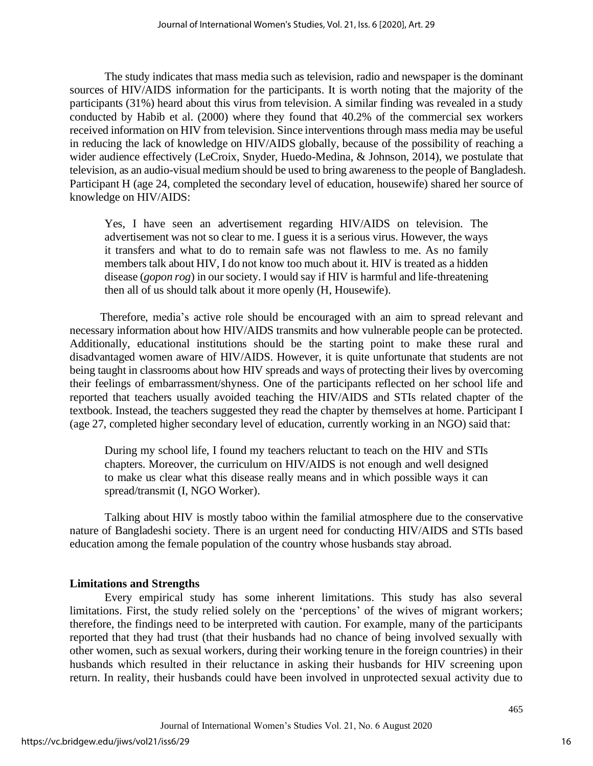The study indicates that mass media such as television, radio and newspaper is the dominant sources of HIV/AIDS information for the participants. It is worth noting that the majority of the participants (31%) heard about this virus from television. A similar finding was revealed in a study conducted by Habib et al. (2000) where they found that 40.2% of the commercial sex workers received information on HIV from television. Since interventions through mass media may be useful in reducing the lack of knowledge on HIV/AIDS globally, because of the possibility of reaching a wider audience effectively (LeCroix, Snyder, Huedo-Medina, & Johnson, 2014), we postulate that television, as an audio-visual medium should be used to bring awareness to the people of Bangladesh. Participant H (age 24, completed the secondary level of education, housewife) shared her source of knowledge on HIV/AIDS:

> Yes, I have seen an advertisement regarding HIV/AIDS on television. The advertisement was not so clear to me. I guess it is a serious virus. However, the ways it transfers and what to do to remain safe was not flawless to me. As no family members talk about HIV, I do not know too much about it. HIV is treated as a hidden disease (*gopon rog*) in our society. I would say if HIV is harmful and life-threatening then all of us should talk about it more openly (H, Housewife).

Therefore, media's active role should be encouraged with an aim to spread relevant and necessary information about how HIV/AIDS transmits and how vulnerable people can be protected. Additionally, educational institutions should be the starting point to make these rural and disadvantaged women aware of HIV/AIDS. However, it is quite unfortunate that students are not being taught in classrooms about how HIV spreads and ways of protecting their lives by overcoming their feelings of embarrassment/shyness. One of the participants reflected on her school life and reported that teachers usually avoided teaching the HIV/AIDS and STIs related chapter of the textbook. Instead, the teachers suggested they read the chapter by themselves at home. Participant I (age 27, completed higher secondary level of education, currently working in an NGO) said that:

> During my school life, I found my teachers reluctant to teach on the HIV and STIs chapters. Moreover, the curriculum on HIV/AIDS is not enough and well designed to make us clear what this disease really means and in which possible ways it can spread/transmit (I, NGO Worker).

Talking about HIV is mostly taboo within the familial atmosphere due to the conservative nature of Bangladeshi society. There is an urgent need for conducting HIV/AIDS and STIs based education among the female population of the country whose husbands stay abroad.

**Limitations and Strengths**

Every empirical study has some inherent limitations. This study has also several limitations. First, the study relied solely on the 'perceptions' of the wives of migrant workers; therefore, the findings need to be interpreted with caution. For example, many of the participants reported that they had trust (that their husbands had no chance of being involved sexually with other women, such as sexual workers, during their working tenure in the foreign countries) in their husbands which resulted in their reluctance in asking their husbands for HIV screening upon return. In reality, their husbands could have been involved in unprotected sexual activity due to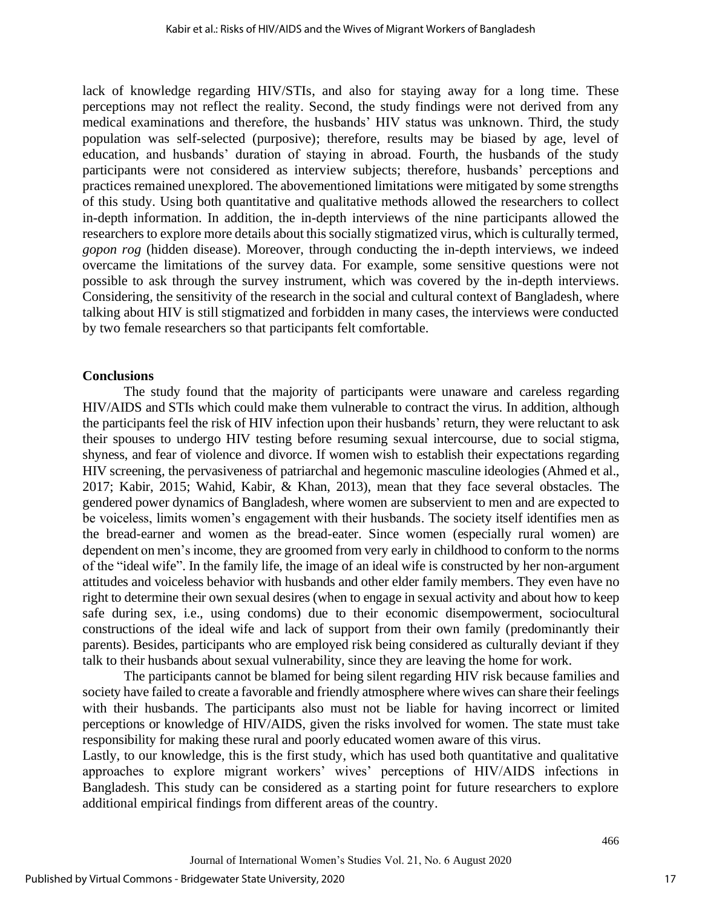lack of knowledge regarding HIV/STIs, and also for staying away for a long time. These perceptions may not reflect the reality. Second, the study findings were not derived from any medical examinations and therefore, the husbands' HIV status was unknown. Third, the study population was self-selected (purposive); therefore, results may be biased by age, level of education, and husbands' duration of staying in abroad. Fourth, the husbands of the study participants were not considered as interview subjects; therefore, husbands' perceptions and practices remained unexplored. The abovementioned limitations were mitigated by some strengths of this study. Using both quantitative and qualitative methods allowed the researchers to collect in-depth information. In addition, the in-depth interviews of the nine participants allowed the researchers to explore more details about this socially stigmatized virus, which is culturally termed, *gopon rog* (hidden disease). Moreover, through conducting the in-depth interviews, we indeed overcame the limitations of the survey data. For example, some sensitive questions were not possible to ask through the survey instrument, which was covered by the in-depth interviews. Considering, the sensitivity of the research in the social and cultural context of Bangladesh, where talking about HIV is still stigmatized and forbidden in many cases, the interviews were conducted by two female researchers so that participants felt comfortable.

## Conclusions

The study found that the majority of participants were unaware and careless regarding HIV/AIDS and STIs which could make them vulnerable to contract the virus. In addition, although the participants feel the risk of HIV infection upon their husbands' return, they were reluctant to ask their spouses to undergo HIV testing before resuming sexual intercourse, due to social stigma, shyness, and fear of violence and divorce. If women wish to establish their expectations regarding HIV screening, the pervasiveness of patriarchal and hegemonic masculine ideologies (Ahmed et al., 2017; Kabir, 2015; Wahid, Kabir, & Khan, 2013), mean that they face several obstacles. The gendered power dynamics of Bangladesh, where women are subservient to men and are expected to be voiceless, limits women's engagement with their husbands. The society itself identifies men as the bread-earner and women as the bread-eater. Since women (especially rural women) are dependent on men's income, they are groomed from very early in childhood to conform to the norms of the "ideal wife". In the family life, the image of an ideal wife is constructed by her non-argument attitudes and voiceless behavior with husbands and other elder family members. They even have no right to determine their own sexual desires (when to engage in sexual activity and about how to keep safe during sex, i.e., using condoms) due to their economic disempowerment, sociocultural constructions of the ideal wife and lack of support from their own family (predominantly their parents). Besides, participants who are employed risk being considered as culturally deviant if they talk to their husbands about sexual vulnerability, since they are leaving the home for work.

The participants cannot be blamed for being silent regarding HIV risk because families and society have failed to create a favorable and friendly atmosphere where wives can share their feelings with their husbands. The participants also must not be liable for having incorrect or limited perceptions or knowledge of HIV/AIDS, given the risks involved for women. The state must take responsibility for making these rural and poorly educated women aware of this virus.

Lastly, to our knowledge, this is the first study, which has used both quantitative and qualitative approaches to explore migrant workers' wives' perceptions of HIV/AIDS infections in Bangladesh. This study can be considered as a starting point for future researchers to explore additional empirical findings from different areas of the country.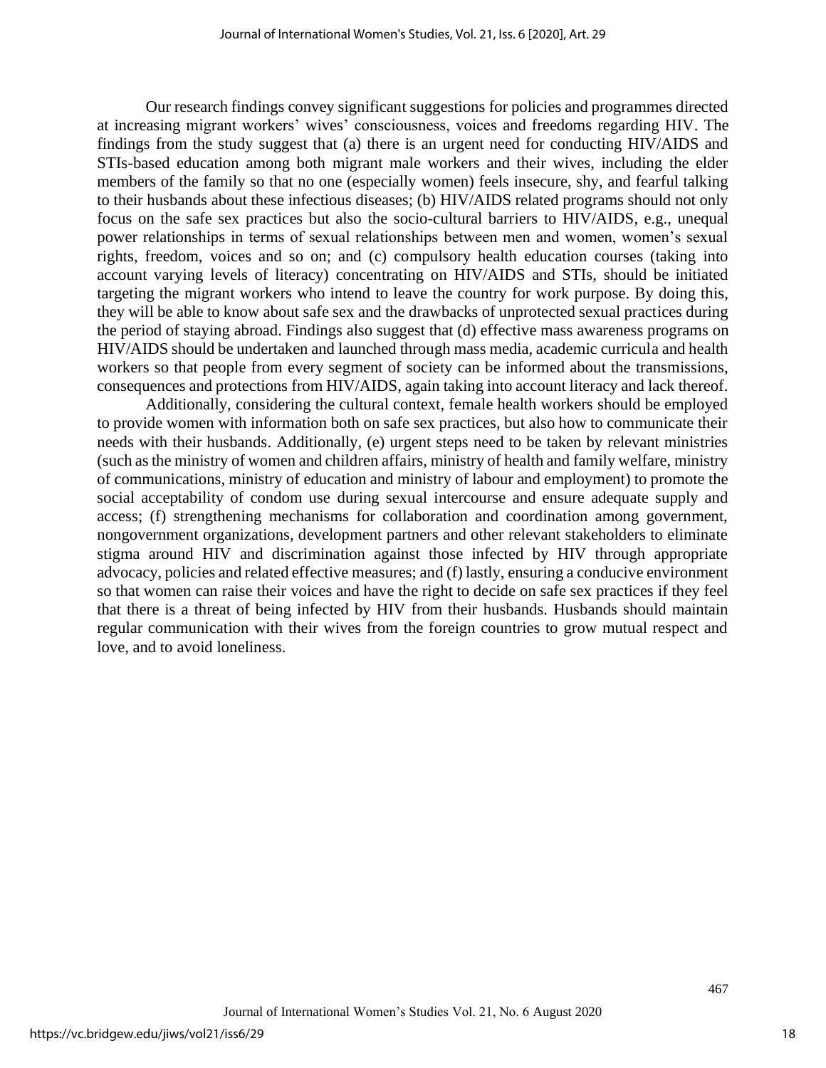Our research findings convey significant suggestions for policies and programmes directed at increasing migrant workers' wives' consciousness, voices and freedoms regarding HIV. The findings from the study suggest that (a) there is an urgent need for conducting HIV/AIDS and STIs-based education among both migrant male workers and their wives, including the elder members of the family so that no one (especially women) feels insecure, shy, and fearful talking to their husbands about these infectious diseases; (b) HIV/AIDS related programs should not only focus on the safe sex practices but also the socio-cultural barriers to HIV/AIDS, e.g., unequal power relationships in terms of sexual relationships between men and women, women's sexual rights, freedom, voices and so on; and (c) compulsory health education courses (taking into account varying levels of literacy) concentrating on HIV/AIDS and STIs, should be initiated targeting the migrant workers who intend to leave the country for work purpose. By doing this, they will be able to know about safe sex and the drawbacks of unprotected sexual practices during the period of staying abroad. Findings also suggest that (d) effective mass awareness programs on HIV/AIDS should be undertaken and launched through mass media, academic curricula and health workers so that people from every segment of society can be informed about the transmissions, consequences and protections from HIV/AIDS, again taking into account literacy and lack thereof.

Additionally, considering the cultural context, female health workers should be employed to provide women with information both on safe sex practices, but also how to communicate their needs with their husbands. Additionally, (e) urgent steps need to be taken by relevant ministries (such as the ministry of women and children affairs, ministry of health and family welfare, ministry of communications, ministry of education and ministry of labour and employment) to promote the social acceptability of condom use during sexual intercourse and ensure adequate supply and access; (f) strengthening mechanisms for collaboration and coordination among government, nongovernment organizations, development partners and other relevant stakeholders to eliminate stigma around HIV and discrimination against those infected by HIV through appropriate advocacy, policies and related effective measures; and (f) lastly, ensuring a conducive environment so that women can raise their voices and have the right to decide on safe sex practices if they feel that there is a threat of being infected by HIV from their husbands. Husbands should maintain regular communication with their wives from the foreign countries to grow mutual respect and love, and to avoid loneliness.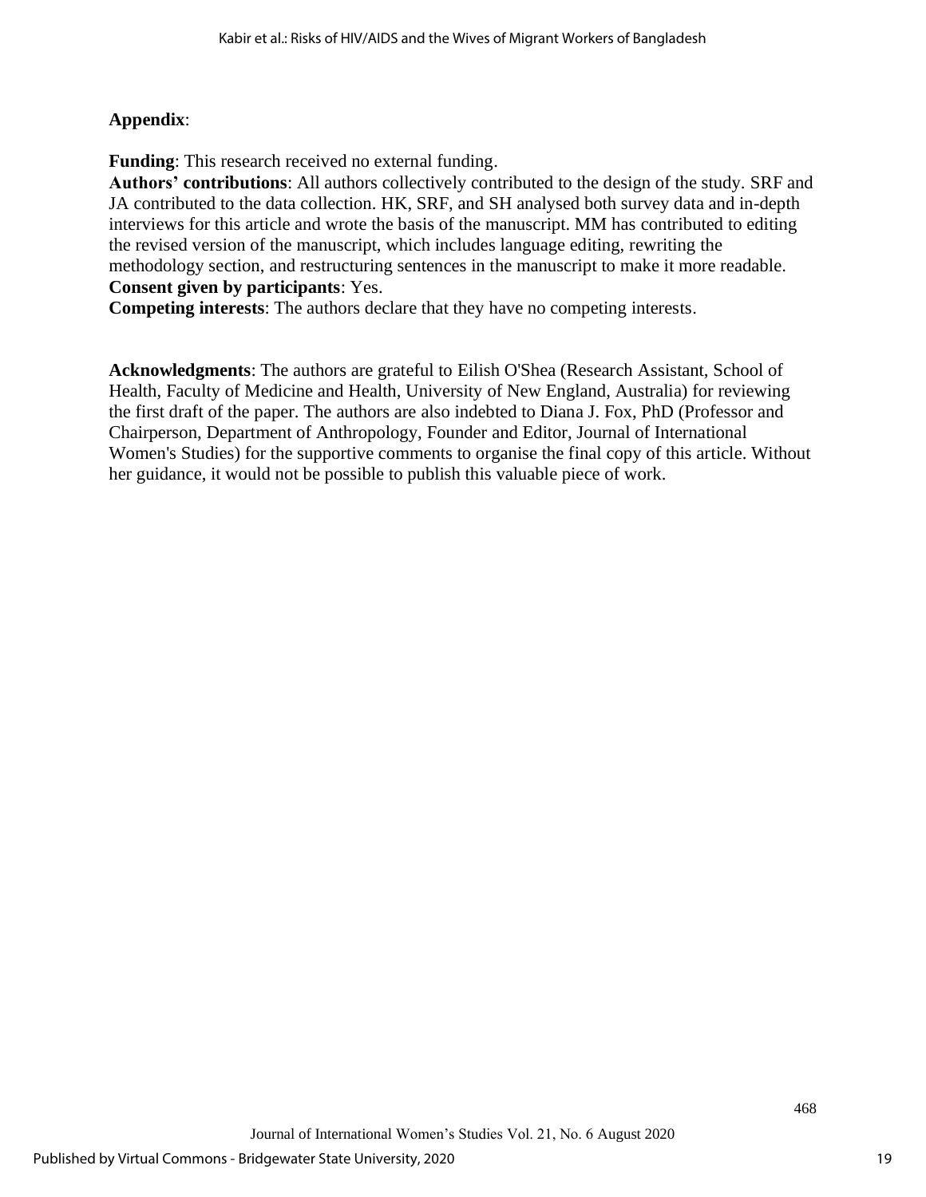**Appendix**:

**Funding**: This research received no external funding.
**Authors' contributions**: All authors collectively contributed to the design of the study. SRF and JA contributed to the data collection. HK, SRF, and SH analysed both survey data and in-depth interviews for this article and wrote the basis of the manuscript. MM has contributed to editing the revised version of the manuscript, which includes language editing, rewriting the methodology section, and restructuring sentences in the manuscript to make it more readable.
**Consent given by participants**: Yes.
**Competing interests**: The authors declare that they have no competing interests.

**Acknowledgments**: The authors are grateful to Eilish O'Shea (Research Assistant, School of Health, Faculty of Medicine and Health, University of New England, Australia) for reviewing the first draft of the paper. The authors are also indebted to Diana J. Fox, PhD (Professor and Chairperson, Department of Anthropology, Founder and Editor, Journal of International Women's Studies) for the supportive comments to organise the final copy of this article. Without her guidance, it would not be possible to publish this valuable piece of work.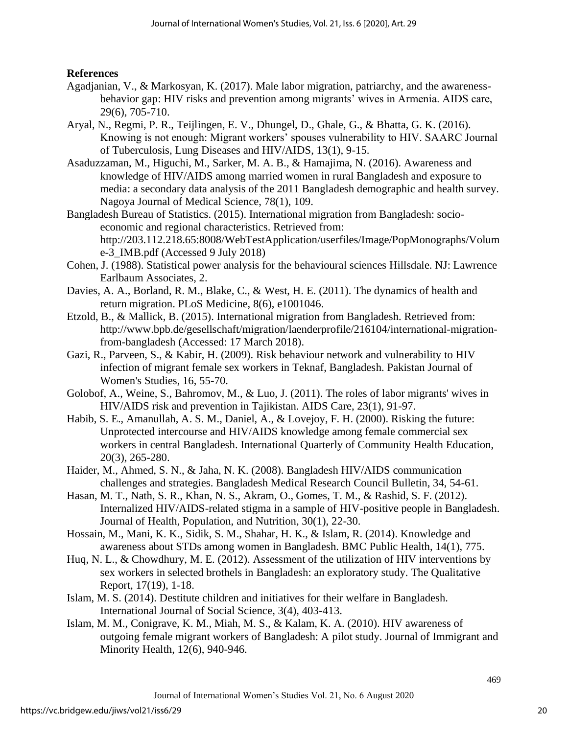**References**

Agadjanian, V., & Markosyan, K. (2017). Male labor migration, patriarchy, and the awareness-behavior gap: HIV risks and prevention among migrants' wives in Armenia. AIDS care, 29(6), 705-710.

Aryal, N., Regmi, P. R., Teijlingen, E. V., Dhungel, D., Ghale, G., & Bhatta, G. K. (2016). Knowing is not enough: Migrant workers' spouses vulnerability to HIV. SAARC Journal of Tuberculosis, Lung Diseases and HIV/AIDS, 13(1), 9-15.

Asaduzzaman, M., Higuchi, M., Sarker, M. A. B., & Hamajima, N. (2016). Awareness and knowledge of HIV/AIDS among married women in rural Bangladesh and exposure to media: a secondary data analysis of the 2011 Bangladesh demographic and health survey. Nagoya Journal of Medical Science, 78(1), 109.

Bangladesh Bureau of Statistics. (2015). International migration from Bangladesh: socio-economic and regional characteristics. Retrieved from: http://203.112.218.65:8008/WebTestApplication/userfiles/Image/PopMonographs/Volume-3_IMB.pdf (Accessed 9 July 2018)

Cohen, J. (1988). Statistical power analysis for the behavioural sciences Hillsdale. NJ: Lawrence Earlbaum Associates, 2.

Davies, A. A., Borland, R. M., Blake, C., & West, H. E. (2011). The dynamics of health and return migration. PLoS Medicine, 8(6), e1001046.

Etzold, B., & Mallick, B. (2015). International migration from Bangladesh. Retrieved from: http://www.bpb.de/gesellschaft/migration/laenderprofile/216104/international-migration-from-bangladesh (Accessed: 17 March 2018).

Gazi, R., Parveen, S., & Kabir, H. (2009). Risk behaviour network and vulnerability to HIV infection of migrant female sex workers in Teknaf, Bangladesh. Pakistan Journal of Women's Studies, 16, 55-70.

Golobof, A., Weine, S., Bahromov, M., & Luo, J. (2011). The roles of labor migrants' wives in HIV/AIDS risk and prevention in Tajikistan. AIDS Care, 23(1), 91-97.

Habib, S. E., Amanullah, A. S. M., Daniel, A., & Lovejoy, F. H. (2000). Risking the future: Unprotected intercourse and HIV/AIDS knowledge among female commercial sex workers in central Bangladesh. International Quarterly of Community Health Education, 20(3), 265-280.

Haider, M., Ahmed, S. N., & Jaha, N. K. (2008). Bangladesh HIV/AIDS communication challenges and strategies. Bangladesh Medical Research Council Bulletin, 34, 54-61.

Hasan, M. T., Nath, S. R., Khan, N. S., Akram, O., Gomes, T. M., & Rashid, S. F. (2012). Internalized HIV/AIDS-related stigma in a sample of HIV-positive people in Bangladesh. Journal of Health, Population, and Nutrition, 30(1), 22-30.

Hossain, M., Mani, K. K., Sidik, S. M., Shahar, H. K., & Islam, R. (2014). Knowledge and awareness about STDs among women in Bangladesh. BMC Public Health, 14(1), 775.

Huq, N. L., & Chowdhury, M. E. (2012). Assessment of the utilization of HIV interventions by sex workers in selected brothels in Bangladesh: an exploratory study. The Qualitative Report, 17(19), 1-18.

Islam, M. S. (2014). Destitute children and initiatives for their welfare in Bangladesh. International Journal of Social Science, 3(4), 403-413.

Islam, M. M., Conigrave, K. M., Miah, M. S., & Kalam, K. A. (2010). HIV awareness of outgoing female migrant workers of Bangladesh: A pilot study. Journal of Immigrant and Minority Health, 12(6), 940-946.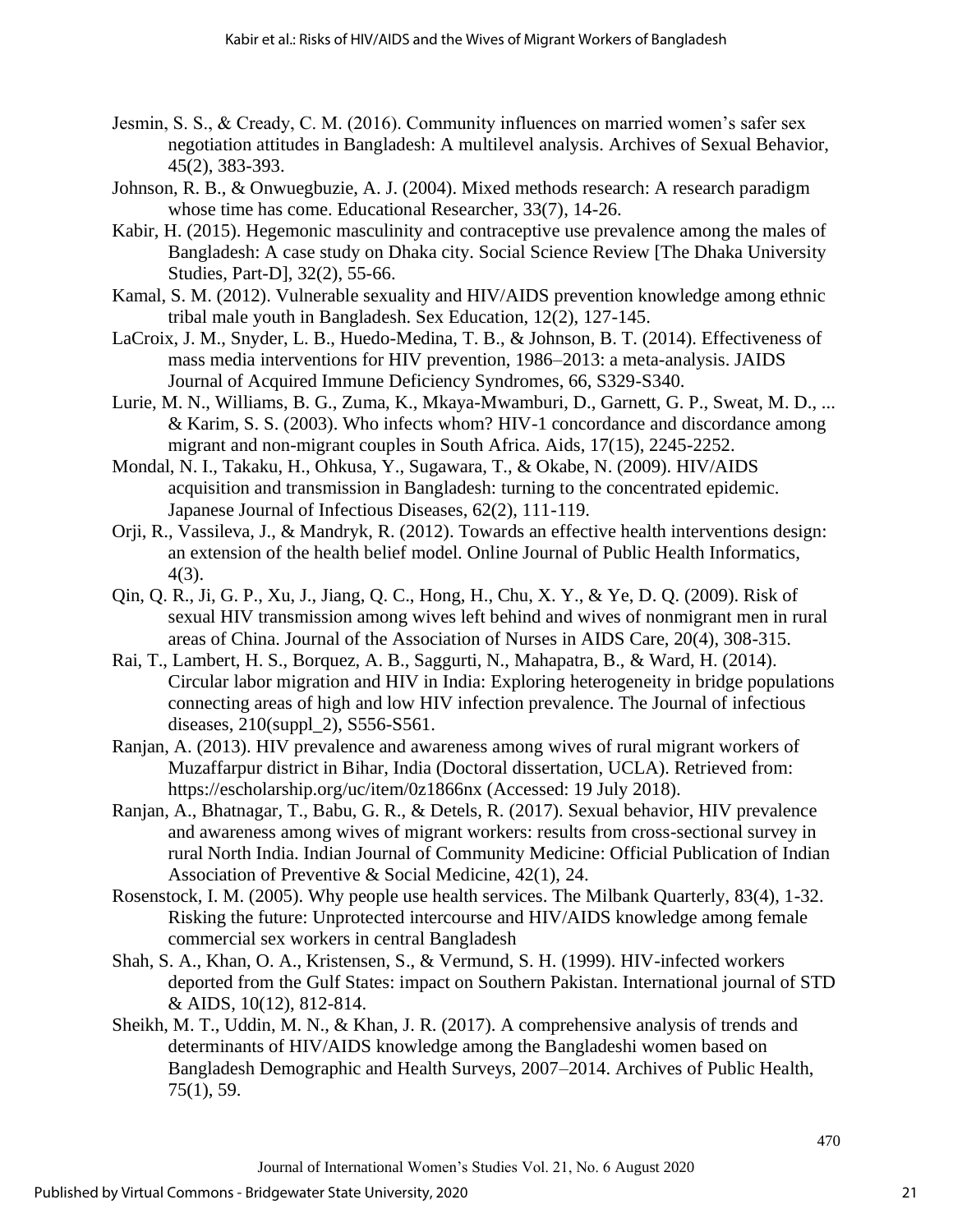Jesmin, S. S., & Cready, C. M. (2016). Community influences on married women's safer sex negotiation attitudes in Bangladesh: A multilevel analysis. Archives of Sexual Behavior, 45(2), 383-393.

Johnson, R. B., & Onwuegbuzie, A. J. (2004). Mixed methods research: A research paradigm whose time has come. Educational Researcher, 33(7), 14-26.

Kabir, H. (2015). Hegemonic masculinity and contraceptive use prevalence among the males of Bangladesh: A case study on Dhaka city. Social Science Review [The Dhaka University Studies, Part-D], 32(2), 55-66.

Kamal, S. M. (2012). Vulnerable sexuality and HIV/AIDS prevention knowledge among ethnic tribal male youth in Bangladesh. Sex Education, 12(2), 127-145.

LaCroix, J. M., Snyder, L. B., Huedo-Medina, T. B., & Johnson, B. T. (2014). Effectiveness of mass media interventions for HIV prevention, 1986–2013: a meta-analysis. JAIDS Journal of Acquired Immune Deficiency Syndromes, 66, S329-S340.

Lurie, M. N., Williams, B. G., Zuma, K., Mkaya-Mwamburi, D., Garnett, G. P., Sweat, M. D., ... & Karim, S. S. (2003). Who infects whom? HIV-1 concordance and discordance among migrant and non-migrant couples in South Africa. Aids, 17(15), 2245-2252.

Mondal, N. I., Takaku, H., Ohkusa, Y., Sugawara, T., & Okabe, N. (2009). HIV/AIDS acquisition and transmission in Bangladesh: turning to the concentrated epidemic. Japanese Journal of Infectious Diseases, 62(2), 111-119.

Orji, R., Vassileva, J., & Mandryk, R. (2012). Towards an effective health interventions design: an extension of the health belief model. Online Journal of Public Health Informatics, 4(3).

Qin, Q. R., Ji, G. P., Xu, J., Jiang, Q. C., Hong, H., Chu, X. Y., & Ye, D. Q. (2009). Risk of sexual HIV transmission among wives left behind and wives of nonmigrant men in rural areas of China. Journal of the Association of Nurses in AIDS Care, 20(4), 308-315.

Rai, T., Lambert, H. S., Borquez, A. B., Saggurti, N., Mahapatra, B., & Ward, H. (2014). Circular labor migration and HIV in India: Exploring heterogeneity in bridge populations connecting areas of high and low HIV infection prevalence. The Journal of infectious diseases, 210(suppl_2), S556-S561.

Ranjan, A. (2013). HIV prevalence and awareness among wives of rural migrant workers of Muzaffarpur district in Bihar, India (Doctoral dissertation, UCLA). Retrieved from: https://escholarship.org/uc/item/0z1866nx (Accessed: 19 July 2018).

Ranjan, A., Bhatnagar, T., Babu, G. R., & Detels, R. (2017). Sexual behavior, HIV prevalence and awareness among wives of migrant workers: results from cross-sectional survey in rural North India. Indian Journal of Community Medicine: Official Publication of Indian Association of Preventive & Social Medicine, 42(1), 24.

Rosenstock, I. M. (2005). Why people use health services. The Milbank Quarterly, 83(4), 1-32. Risking the future: Unprotected intercourse and HIV/AIDS knowledge among female commercial sex workers in central Bangladesh

Shah, S. A., Khan, O. A., Kristensen, S., & Vermund, S. H. (1999). HIV-infected workers deported from the Gulf States: impact on Southern Pakistan. International journal of STD & AIDS, 10(12), 812-814.

Sheikh, M. T., Uddin, M. N., & Khan, J. R. (2017). A comprehensive analysis of trends and determinants of HIV/AIDS knowledge among the Bangladeshi women based on Bangladesh Demographic and Health Surveys, 2007–2014. Archives of Public Health, 75(1), 59.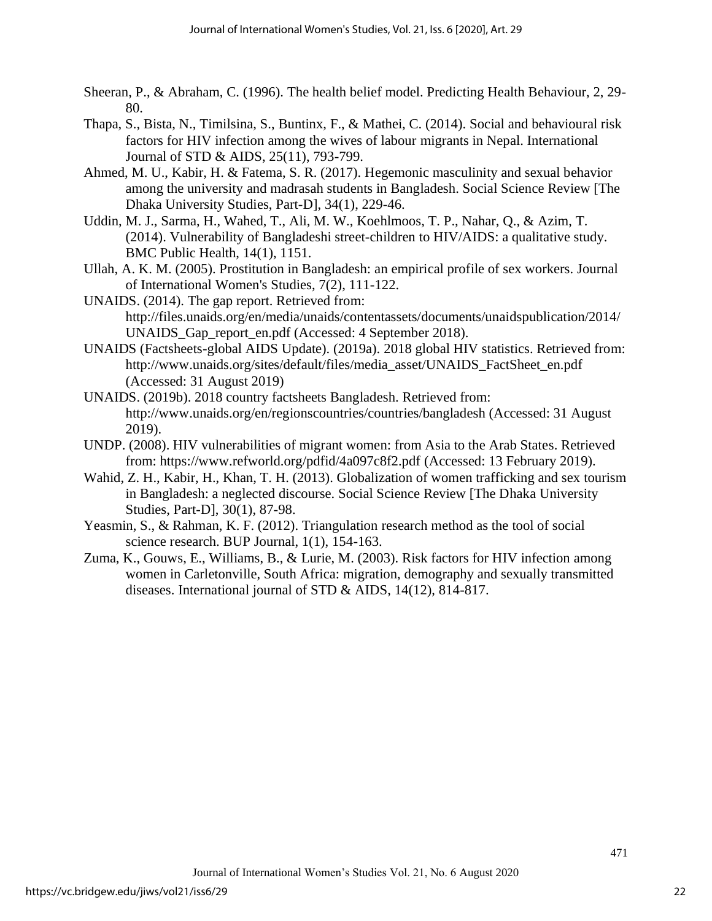Sheeran, P., & Abraham, C. (1996). The health belief model. Predicting Health Behaviour, 2, 29-80.

Thapa, S., Bista, N., Timilsina, S., Buntinx, F., & Mathei, C. (2014). Social and behavioural risk factors for HIV infection among the wives of labour migrants in Nepal. International Journal of STD & AIDS, 25(11), 793-799.

Ahmed, M. U., Kabir, H. & Fatema, S. R. (2017). Hegemonic masculinity and sexual behavior among the university and madrasah students in Bangladesh. Social Science Review [The Dhaka University Studies, Part-D], 34(1), 229-46.

Uddin, M. J., Sarma, H., Wahed, T., Ali, M. W., Koehlmoos, T. P., Nahar, Q., & Azim, T. (2014). Vulnerability of Bangladeshi street-children to HIV/AIDS: a qualitative study. BMC Public Health, 14(1), 1151.

Ullah, A. K. M. (2005). Prostitution in Bangladesh: an empirical profile of sex workers. Journal of International Women's Studies, 7(2), 111-122.

UNAIDS. (2014). The gap report. Retrieved from: http://files.unaids.org/en/media/unaids/contentassets/documents/unaidspublication/2014/UNAIDS_Gap_report_en.pdf (Accessed: 4 September 2018).

UNAIDS (Factsheets-global AIDS Update). (2019a). 2018 global HIV statistics. Retrieved from: http://www.unaids.org/sites/default/files/media_asset/UNAIDS_FactSheet_en.pdf (Accessed: 31 August 2019)

UNAIDS. (2019b). 2018 country factsheets Bangladesh. Retrieved from: http://www.unaids.org/en/regionscountries/countries/bangladesh (Accessed: 31 August 2019).

UNDP. (2008). HIV vulnerabilities of migrant women: from Asia to the Arab States. Retrieved from: https://www.refworld.org/pdfid/4a097c8f2.pdf (Accessed: 13 February 2019).

Wahid, Z. H., Kabir, H., Khan, T. H. (2013). Globalization of women trafficking and sex tourism in Bangladesh: a neglected discourse. Social Science Review [The Dhaka University Studies, Part-D], 30(1), 87-98.

Yeasmin, S., & Rahman, K. F. (2012). Triangulation research method as the tool of social science research. BUP Journal, 1(1), 154-163.

Zuma, K., Gouws, E., Williams, B., & Lurie, M. (2003). Risk factors for HIV infection among women in Carletonville, South Africa: migration, demography and sexually transmitted diseases. International journal of STD & AIDS, 14(12), 814-817.